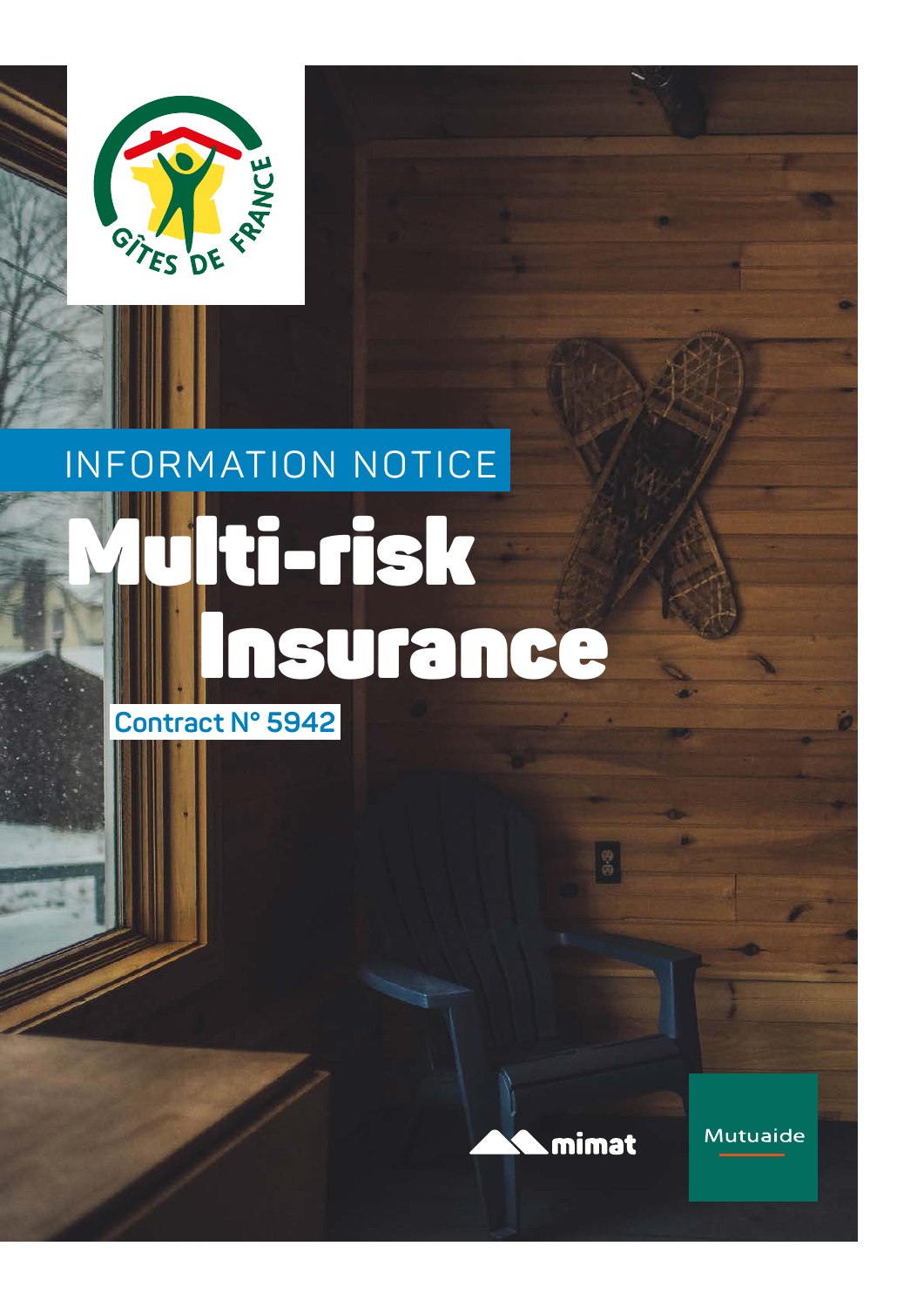GÎTES DE FRANCE

INFORMATION NOTICE

# Multi-risk Insurance

**Contract N° 5942**

mimat

Mutuaide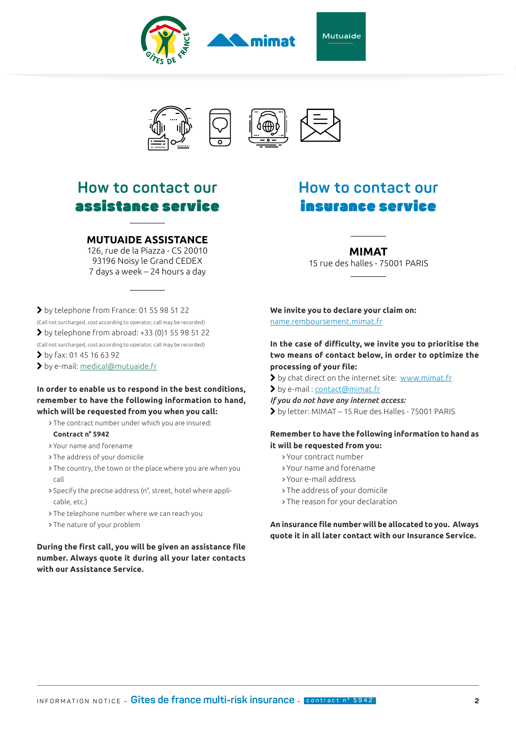## How to contact our assistance service

**MUTUAIDE ASSISTANCE**
126, rue de la Piazza - CS 20010
93196 Noisy le Grand CEDEX
7 days a week – 24 hours a day

- by telephone from France: 01 55 98 51 22
(Call not surcharged, cost according to operator, call may be recorded)
- by telephone from abroad: +33 (0)1 55 98 51 22
(Call not surcharged, cost according to operator, call may be recorded)
- by fax: 01 45 16 63 92
- by e-mail: medical@mutuaide.fr

**In order to enable us to respond in the best conditions, remember to have the following information to hand, which will be requested from you when you call:**

- The contract number under which you are insured: **Contract n° 5942**
- Your name and forename
- The address of your domicile
- The country, the town or the place where you are when you call
- Specify the precise address (n°, street, hotel where applicable, etc.)
- The telephone number where we can reach you
- The nature of your problem

**During the first call, you will be given an assistance file number. Always quote it during all your later contacts with our Assistance Service.**

## How to contact our insurance service

**MIMAT**
15 rue des halles - 75001 PARIS

**We invite you to declare your claim on:**
name.remboursement.mimat.fr

**In the case of difficulty, we invite you to prioritise the two means of contact below, in order to optimize the processing of your file:**

- by chat direct on the internet site: www.mimat.fr
- by e-mail : contact@mimat.fr

*If you do not have any internet access:*

- by letter: MIMAT – 15 Rue des Halles - 75001 PARIS

**Remember to have the following information to hand as it will be requested from you:**

- Your contract number
- Your name and forename
- Your e-mail address
- The address of your domicile
- The reason for your declaration

**An insurance file number will be allocated to you. Always quote it in all later contact with our Insurance Service.**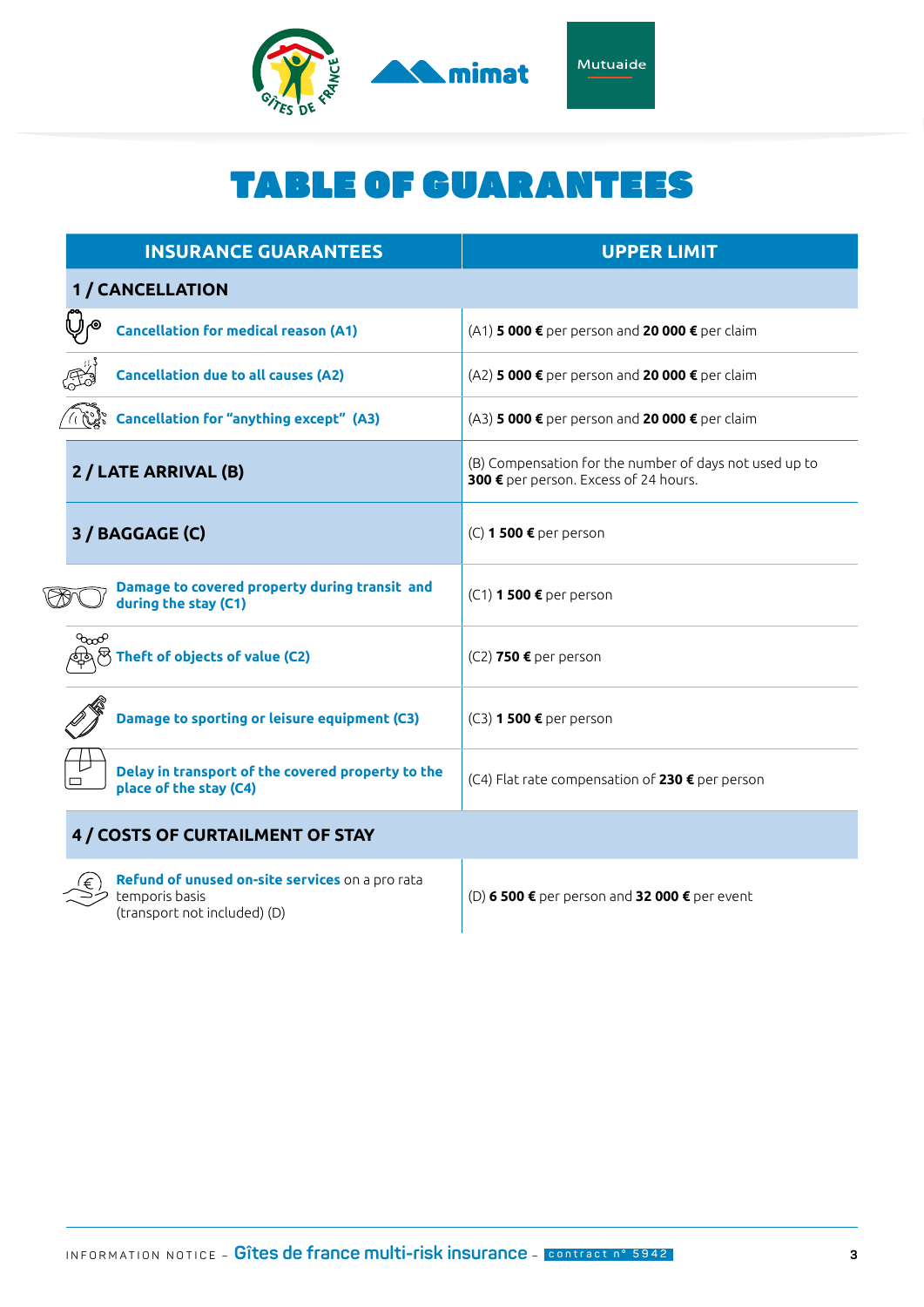# TABLE OF GUARANTEES

| INSURANCE GUARANTEES | UPPER LIMIT |
|---|---|
| **1 / CANCELLATION** | |
| **Cancellation for medical reason (A1)** | (A1) **5 000 €** per person and **20 000 €** per claim |
| **Cancellation due to all causes (A2)** | (A2) **5 000 €** per person and **20 000 €** per claim |
| **Cancellation for "anything except" (A3)** | (A3) **5 000 €** per person and **20 000 €** per claim |
| **2 / LATE ARRIVAL (B)** | (B) Compensation for the number of days not used up to **300 €** per person. Excess of 24 hours. |
| **3 / BAGGAGE (C)** | (C) **1 500 €** per person |
| **Damage to covered property during transit and during the stay (C1)** | (C1) **1 500 €** per person |
| **Theft of objects of value (C2)** | (C2) **750 €** per person |
| **Damage to sporting or leisure equipment (C3)** | (C3) **1 500 €** per person |
| **Delay in transport of the covered property to the place of the stay (C4)** | (C4) Flat rate compensation of **230 €** per person |
| **4 / COSTS OF CURTAILMENT OF STAY** | |
| **Refund of unused on-site services** on a pro rata temporis basis (transport not included) (D) | (D) **6 500 €** per person and **32 000 €** per event |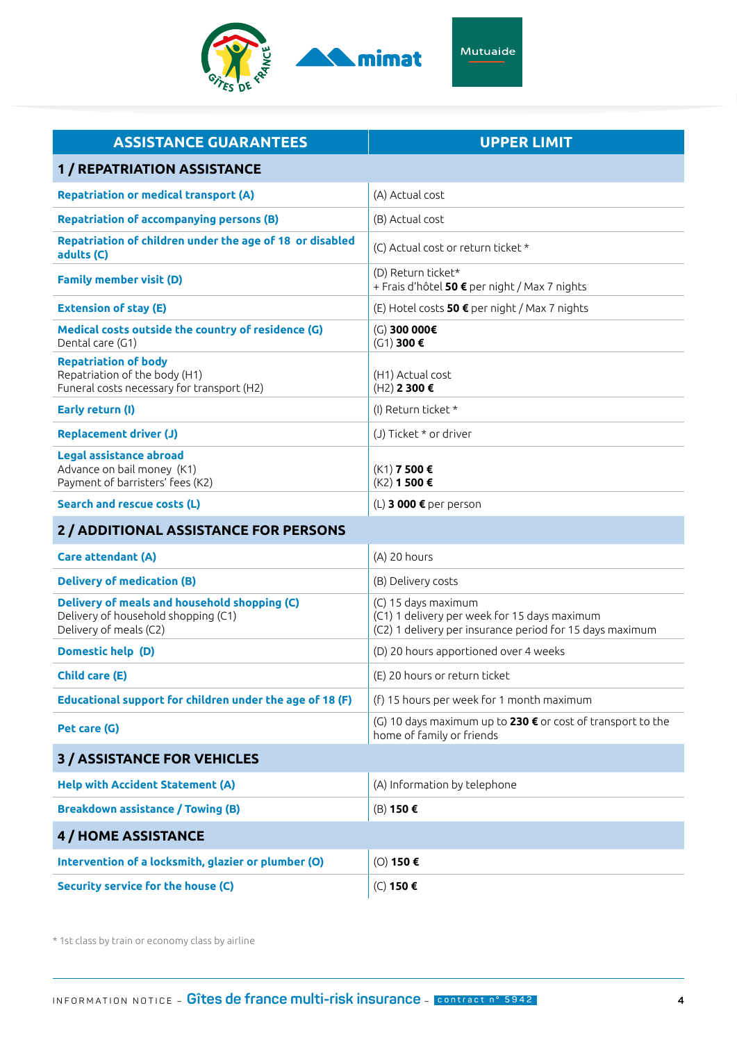| ASSISTANCE GUARANTEES | UPPER LIMIT |
|---|---|
| **1 / REPATRIATION ASSISTANCE** | |
| **Repatriation or medical transport (A)** | (A) Actual cost |
| **Repatriation of accompanying persons (B)** | (B) Actual cost |
| **Repatriation of children under the age of 18 or disabled adults (C)** | (C) Actual cost or return ticket * |
| **Family member visit (D)** | (D) Return ticket*<br>+ Frais d'hôtel **50 €** per night / Max 7 nights |
| **Extension of stay (E)** | (E) Hotel costs **50 €** per night / Max 7 nights |
| **Medical costs outside the country of residence (G)**<br>Dental care (G1) | (G) **300 000€**<br>(G1) **300 €** |
| **Repatriation of body**<br>Repatriation of the body (H1)<br>Funeral costs necessary for transport (H2) | (H1) Actual cost<br>(H2) **2 300 €** |
| **Early return (I)** | (I) Return ticket * |
| **Replacement driver (J)** | (J) Ticket * or driver |
| **Legal assistance abroad**<br>Advance on bail money (K1)<br>Payment of barristers' fees (K2) | (K1) **7 500 €**<br>(K2) **1 500 €** |
| **Search and rescue costs (L)** | (L) **3 000 €** per person |
| **2 / ADDITIONAL ASSISTANCE FOR PERSONS** | |
| **Care attendant (A)** | (A) 20 hours |
| **Delivery of medication (B)** | (B) Delivery costs |
| **Delivery of meals and household shopping (C)**<br>Delivery of household shopping (C1)<br>Delivery of meals (C2) | (C) 15 days maximum<br>(C1) 1 delivery per week for 15 days maximum<br>(C2) 1 delivery per insurance period for 15 days maximum |
| **Domestic help (D)** | (D) 20 hours apportioned over 4 weeks |
| **Child care (E)** | (E) 20 hours or return ticket |
| **Educational support for children under the age of 18 (F)** | (F) 15 hours per week for 1 month maximum |
| **Pet care (G)** | (G) 10 days maximum up to **230 €** or cost of transport to the home of family or friends |
| **3 / ASSISTANCE FOR VEHICLES** | |
| **Help with Accident Statement (A)** | (A) Information by telephone |
| **Breakdown assistance / Towing (B)** | (B) **150 €** |
| **4 / HOME ASSISTANCE** | |
| **Intervention of a locksmith, glazier or plumber (O)** | (O) **150 €** |
| **Security service for the house (C)** | (C) **150 €** |

\* 1st class by train or economy class by airline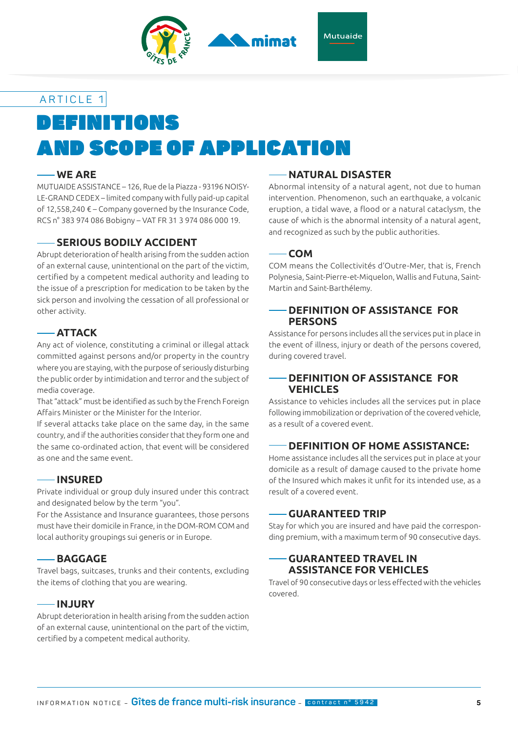ARTICLE 1

# DEFINITIONS AND SCOPE OF APPLICATION

### WE ARE

MUTUAIDE ASSISTANCE – 126, Rue de la Piazza - 93196 NOISY-LE-GRAND CEDEX – limited company with fully paid-up capital of 12,558,240 € – Company governed by the Insurance Code, RCS n° 383 974 086 Bobigny – VAT FR 31 3 974 086 000 19.

### SERIOUS BODILY ACCIDENT

Abrupt deterioration of health arising from the sudden action of an external cause, unintentional on the part of the victim, certified by a competent medical authority and leading to the issue of a prescription for medication to be taken by the sick person and involving the cessation of all professional or other activity.

### ATTACK

Any act of violence, constituting a criminal or illegal attack committed against persons and/or property in the country where you are staying, with the purpose of seriously disturbing the public order by intimidation and terror and the subject of media coverage.

That "attack" must be identified as such by the French Foreign Affairs Minister or the Minister for the Interior.

If several attacks take place on the same day, in the same country, and if the authorities consider that they form one and the same co-ordinated action, that event will be considered as one and the same event.

### INSURED

Private individual or group duly insured under this contract and designated below by the term "you".

For the Assistance and Insurance guarantees, those persons must have their domicile in France, in the DOM-ROM COM and local authority groupings sui generis or in Europe.

### BAGGAGE

Travel bags, suitcases, trunks and their contents, excluding the items of clothing that you are wearing.

### INJURY

Abrupt deterioration in health arising from the sudden action of an external cause, unintentional on the part of the victim, certified by a competent medical authority.

### NATURAL DISASTER

Abnormal intensity of a natural agent, not due to human intervention. Phenomenon, such an earthquake, a volcanic eruption, a tidal wave, a flood or a natural cataclysm, the cause of which is the abnormal intensity of a natural agent, and recognized as such by the public authorities.

### COM

COM means the Collectivités d'Outre-Mer, that is, French Polynesia, Saint-Pierre-et-Miquelon, Wallis and Futuna, Saint-Martin and Saint-Barthélemy.

### DEFINITION OF ASSISTANCE FOR PERSONS

Assistance for persons includes all the services put in place in the event of illness, injury or death of the persons covered, during covered travel.

### DEFINITION OF ASSISTANCE FOR VEHICLES

Assistance to vehicles includes all the services put in place following immobilization or deprivation of the covered vehicle, as a result of a covered event.

### DEFINITION OF HOME ASSISTANCE:

Home assistance includes all the services put in place at your domicile as a result of damage caused to the private home of the Insured which makes it unfit for its intended use, as a result of a covered event.

### GUARANTEED TRIP

Stay for which you are insured and have paid the corresponding premium, with a maximum term of 90 consecutive days.

### GUARANTEED TRAVEL IN ASSISTANCE FOR VEHICLES

Travel of 90 consecutive days or less effected with the vehicles covered.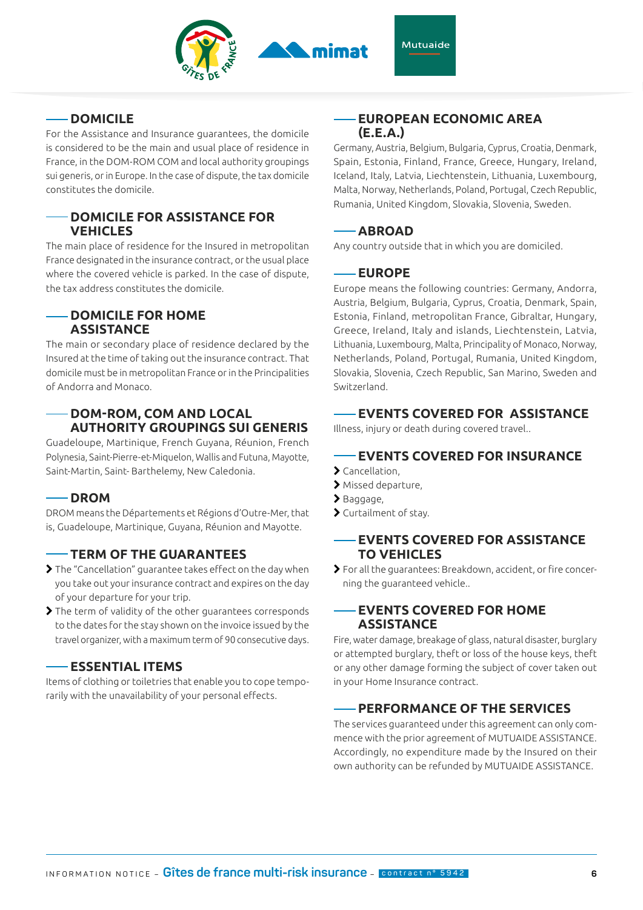## DOMICILE

For the Assistance and Insurance guarantees, the domicile is considered to be the main and usual place of residence in France, in the DOM-ROM COM and local authority groupings sui generis, or in Europe. In the case of dispute, the tax domicile constitutes the domicile.

## DOMICILE FOR ASSISTANCE FOR VEHICLES

The main place of residence for the Insured in metropolitan France designated in the insurance contract, or the usual place where the covered vehicle is parked. In the case of dispute, the tax address constitutes the domicile.

## DOMICILE FOR HOME ASSISTANCE

The main or secondary place of residence declared by the Insured at the time of taking out the insurance contract. That domicile must be in metropolitan France or in the Principalities of Andorra and Monaco.

## DOM-ROM, COM AND LOCAL AUTHORITY GROUPINGS SUI GENERIS

Guadeloupe, Martinique, French Guyana, Réunion, French Polynesia, Saint-Pierre-et-Miquelon, Wallis and Futuna, Mayotte, Saint-Martin, Saint- Barthelemy, New Caledonia.

## DROM

DROM means the Départements et Régions d'Outre-Mer, that is, Guadeloupe, Martinique, Guyana, Réunion and Mayotte.

## TERM OF THE GUARANTEES

- The "Cancellation" guarantee takes effect on the day when you take out your insurance contract and expires on the day of your departure for your trip.
- The term of validity of the other guarantees corresponds to the dates for the stay shown on the invoice issued by the travel organizer, with a maximum term of 90 consecutive days.

## ESSENTIAL ITEMS

Items of clothing or toiletries that enable you to cope temporarily with the unavailability of your personal effects.

## EUROPEAN ECONOMIC AREA (E.E.A.)

Germany, Austria, Belgium, Bulgaria, Cyprus, Croatia, Denmark, Spain, Estonia, Finland, France, Greece, Hungary, Ireland, Iceland, Italy, Latvia, Liechtenstein, Lithuania, Luxembourg, Malta, Norway, Netherlands, Poland, Portugal, Czech Republic, Rumania, United Kingdom, Slovakia, Slovenia, Sweden.

## ABROAD

Any country outside that in which you are domiciled.

## EUROPE

Europe means the following countries: Germany, Andorra, Austria, Belgium, Bulgaria, Cyprus, Croatia, Denmark, Spain, Estonia, Finland, metropolitan France, Gibraltar, Hungary, Greece, Ireland, Italy and islands, Liechtenstein, Latvia, Lithuania, Luxembourg, Malta, Principality of Monaco, Norway, Netherlands, Poland, Portugal, Rumania, United Kingdom, Slovakia, Slovenia, Czech Republic, San Marino, Sweden and Switzerland.

## EVENTS COVERED FOR ASSISTANCE

Illness, injury or death during covered travel..

## EVENTS COVERED FOR INSURANCE

- Cancellation,
- Missed departure,
- Baggage,
- Curtailment of stay.

## EVENTS COVERED FOR ASSISTANCE TO VEHICLES

- For all the guarantees: Breakdown, accident, or fire concerning the guaranteed vehicle..

## EVENTS COVERED FOR HOME ASSISTANCE

Fire, water damage, breakage of glass, natural disaster, burglary or attempted burglary, theft or loss of the house keys, theft or any other damage forming the subject of cover taken out in your Home Insurance contract.

## PERFORMANCE OF THE SERVICES

The services guaranteed under this agreement can only commence with the prior agreement of MUTUAIDE ASSISTANCE. Accordingly, no expenditure made by the Insured on their own authority can be refunded by MUTUAIDE ASSISTANCE.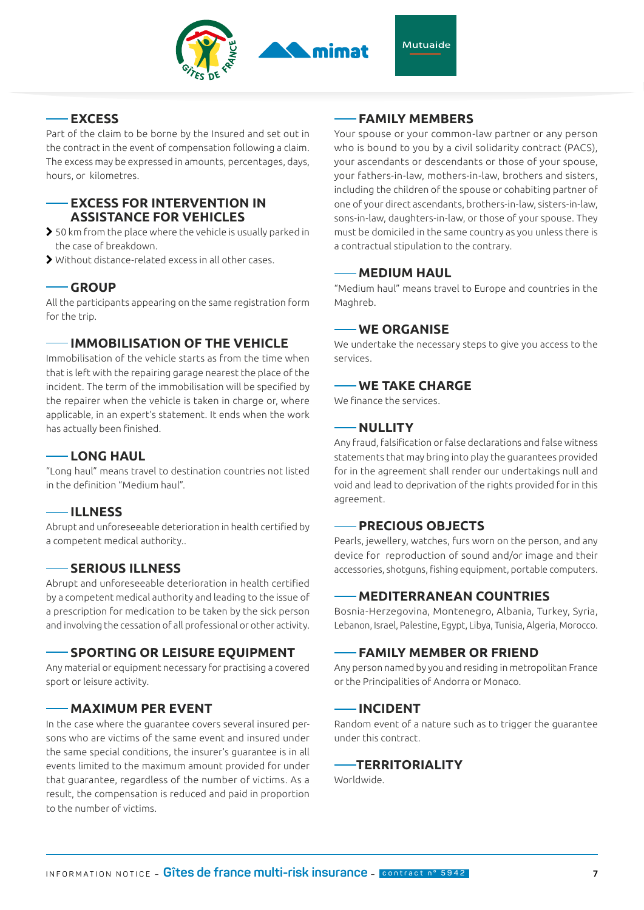## EXCESS

Part of the claim to be borne by the Insured and set out in the contract in the event of compensation following a claim. The excess may be expressed in amounts, percentages, days, hours, or kilometres.

## EXCESS FOR INTERVENTION IN ASSISTANCE FOR VEHICLES

- 50 km from the place where the vehicle is usually parked in the case of breakdown.
- Without distance-related excess in all other cases.

## GROUP

All the participants appearing on the same registration form for the trip.

## IMMOBILISATION OF THE VEHICLE

Immobilisation of the vehicle starts as from the time when that is left with the repairing garage nearest the place of the incident. The term of the immobilisation will be specified by the repairer when the vehicle is taken in charge or, where applicable, in an expert's statement. It ends when the work has actually been finished.

## LONG HAUL

"Long haul" means travel to destination countries not listed in the definition "Medium haul".

## ILLNESS

Abrupt and unforeseeable deterioration in health certified by a competent medical authority..

## SERIOUS ILLNESS

Abrupt and unforeseeable deterioration in health certified by a competent medical authority and leading to the issue of a prescription for medication to be taken by the sick person and involving the cessation of all professional or other activity.

## SPORTING OR LEISURE EQUIPMENT

Any material or equipment necessary for practising a covered sport or leisure activity.

## MAXIMUM PER EVENT

In the case where the guarantee covers several insured persons who are victims of the same event and insured under the same special conditions, the insurer's guarantee is in all events limited to the maximum amount provided for under that guarantee, regardless of the number of victims. As a result, the compensation is reduced and paid in proportion to the number of victims.

## FAMILY MEMBERS

Your spouse or your common-law partner or any person who is bound to you by a civil solidarity contract (PACS), your ascendants or descendants or those of your spouse, your fathers-in-law, mothers-in-law, brothers and sisters, including the children of the spouse or cohabiting partner of one of your direct ascendants, brothers-in-law, sisters-in-law, sons-in-law, daughters-in-law, or those of your spouse. They must be domiciled in the same country as you unless there is a contractual stipulation to the contrary.

## MEDIUM HAUL

"Medium haul" means travel to Europe and countries in the Maghreb.

## WE ORGANISE

We undertake the necessary steps to give you access to the services.

## WE TAKE CHARGE

We finance the services.

## NULLITY

Any fraud, falsification or false declarations and false witness statements that may bring into play the guarantees provided for in the agreement shall render our undertakings null and void and lead to deprivation of the rights provided for in this agreement.

## PRECIOUS OBJECTS

Pearls, jewellery, watches, furs worn on the person, and any device for reproduction of sound and/or image and their accessories, shotguns, fishing equipment, portable computers.

## MEDITERRANEAN COUNTRIES

Bosnia-Herzegovina, Montenegro, Albania, Turkey, Syria, Lebanon, Israel, Palestine, Egypt, Libya, Tunisia, Algeria, Morocco.

## FAMILY MEMBER OR FRIEND

Any person named by you and residing in metropolitan France or the Principalities of Andorra or Monaco.

## INCIDENT

Random event of a nature such as to trigger the guarantee under this contract.

## TERRITORIALITY

Worldwide.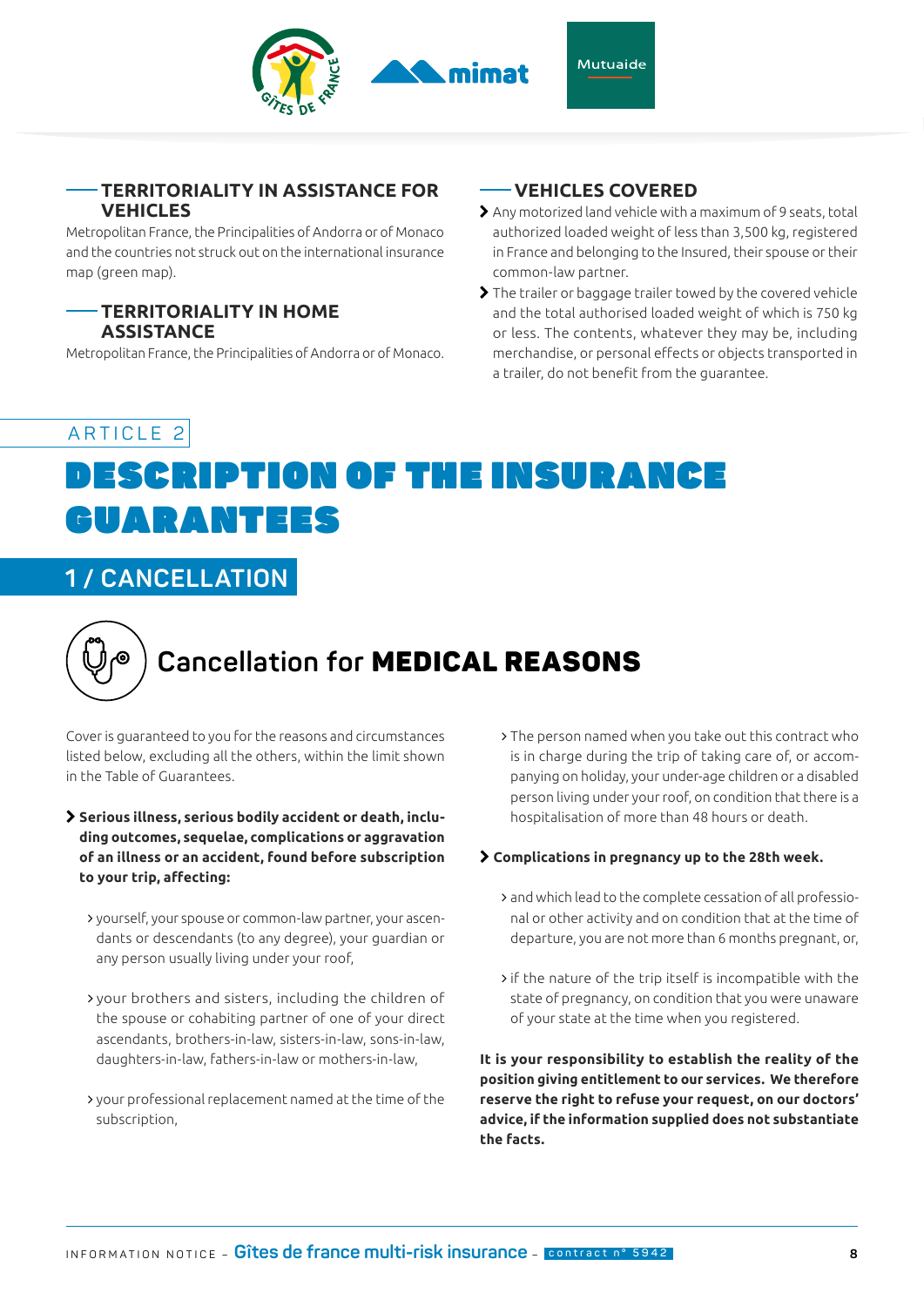## TERRITORIALITY IN ASSISTANCE FOR VEHICLES

Metropolitan France, the Principalities of Andorra or of Monaco and the countries not struck out on the international insurance map (green map).

## TERRITORIALITY IN HOME ASSISTANCE

Metropolitan France, the Principalities of Andorra or of Monaco.

## VEHICLES COVERED

- Any motorized land vehicle with a maximum of 9 seats, total authorized loaded weight of less than 3,500 kg, registered in France and belonging to the Insured, their spouse or their common-law partner.
- The trailer or baggage trailer towed by the covered vehicle and the total authorised loaded weight of which is 750 kg or less. The contents, whatever they may be, including merchandise, or personal effects or objects transported in a trailer, do not benefit from the guarantee.

ARTICLE 2

# DESCRIPTION OF THE INSURANCE GUARANTEES

## 1 / CANCELLATION

### Cancellation for **MEDICAL REASONS**

Cover is guaranteed to you for the reasons and circumstances listed below, excluding all the others, within the limit shown in the Table of Guarantees.

- **Serious illness, serious bodily accident or death, including outcomes, sequelae, complications or aggravation of an illness or an accident, found before subscription to your trip, affecting:**
  - yourself, your spouse or common-law partner, your ascendants or descendants (to any degree), your guardian or any person usually living under your roof,
  - your brothers and sisters, including the children of the spouse or cohabiting partner of one of your direct ascendants, brothers-in-law, sisters-in-law, sons-in-law, daughters-in-law, fathers-in-law or mothers-in-law,
  - your professional replacement named at the time of the subscription,
  - The person named when you take out this contract who is in charge during the trip of taking care of, or accompanying on holiday, your under-age children or a disabled person living under your roof, on condition that there is a hospitalisation of more than 48 hours or death.
- **Complications in pregnancy up to the 28th week.**
  - and which lead to the complete cessation of all professional or other activity and on condition that at the time of departure, you are not more than 6 months pregnant, or,
  - if the nature of the trip itself is incompatible with the state of pregnancy, on condition that you were unaware of your state at the time when you registered.

**It is your responsibility to establish the reality of the position giving entitlement to our services. We therefore reserve the right to refuse your request, on our doctors' advice, if the information supplied does not substantiate the facts.**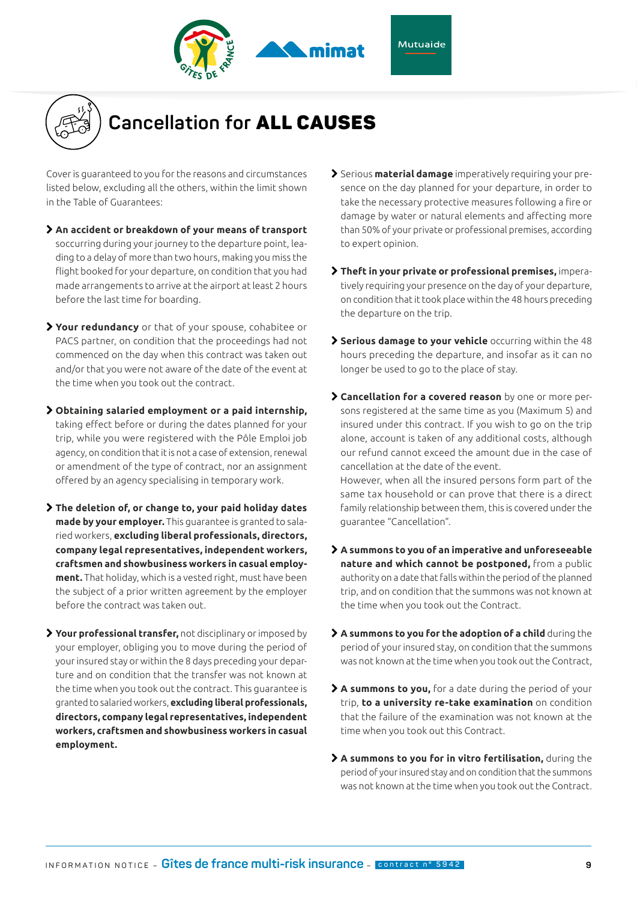# Cancellation for **ALL CAUSES**

Cover is guaranteed to you for the reasons and circumstances listed below, excluding all the others, within the limit shown in the Table of Guarantees:

- **An accident or breakdown of your means of transport** soccurring during your journey to the departure point, leading to a delay of more than two hours, making you miss the flight booked for your departure, on condition that you had made arrangements to arrive at the airport at least 2 hours before the last time for boarding.

- **Your redundancy** or that of your spouse, cohabitee or PACS partner, on condition that the proceedings had not commenced on the day when this contract was taken out and/or that you were not aware of the date of the event at the time when you took out the contract.

- **Obtaining salaried employment or a paid internship,** taking effect before or during the dates planned for your trip, while you were registered with the Pôle Emploi job agency, on condition that it is not a case of extension, renewal or amendment of the type of contract, nor an assignment offered by an agency specialising in temporary work.

- **The deletion of, or change to, your paid holiday dates made by your employer.** This guarantee is granted to salaried workers, **excluding liberal professionals, directors, company legal representatives, independent workers, craftsmen and showbusiness workers in casual employment.** That holiday, which is a vested right, must have been the subject of a prior written agreement by the employer before the contract was taken out.

- **Your professional transfer,** not disciplinary or imposed by your employer, obliging you to move during the period of your insured stay or within the 8 days preceding your departure and on condition that the transfer was not known at the time when you took out the contract. This guarantee is granted to salaried workers, **excluding liberal professionals, directors, company legal representatives, independent workers, craftsmen and showbusiness workers in casual employment.**

- Serious **material damage** imperatively requiring your presence on the day planned for your departure, in order to take the necessary protective measures following a fire or damage by water or natural elements and affecting more than 50% of your private or professional premises, according to expert opinion.

- **Theft in your private or professional premises,** imperatively requiring your presence on the day of your departure, on condition that it took place within the 48 hours preceding the departure on the trip.

- **Serious damage to your vehicle** occurring within the 48 hours preceding the departure, and insofar as it can no longer be used to go to the place of stay.

- **Cancellation for a covered reason** by one or more persons registered at the same time as you (Maximum 5) and insured under this contract. If you wish to go on the trip alone, account is taken of any additional costs, although our refund cannot exceed the amount due in the case of cancellation at the date of the event.
  However, when all the insured persons form part of the same tax household or can prove that there is a direct family relationship between them, this is covered under the guarantee "Cancellation".

- **A summons to you of an imperative and unforeseeable nature and which cannot be postponed,** from a public authority on a date that falls within the period of the planned trip, and on condition that the summons was not known at the time when you took out the Contract.

- **A summons to you for the adoption of a child** during the period of your insured stay, on condition that the summons was not known at the time when you took out the Contract,

- **A summons to you,** for a date during the period of your trip, **to a university re-take examination** on condition that the failure of the examination was not known at the time when you took out this Contract.

- **A summons to you for in vitro fertilisation,** during the period of your insured stay and on condition that the summons was not known at the time when you took out the Contract.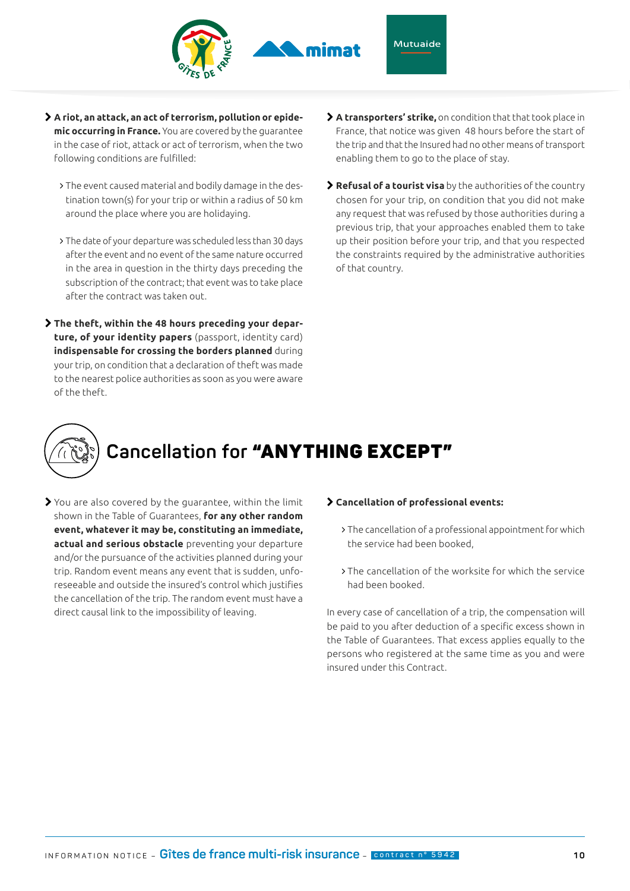- **A riot, an attack, an act of terrorism, pollution or epidemic occurring in France.** You are covered by the guarantee in the case of riot, attack or act of terrorism, when the two following conditions are fulfilled:

  - The event caused material and bodily damage in the destination town(s) for your trip or within a radius of 50 km around the place where you are holidaying.

  - The date of your departure was scheduled less than 30 days after the event and no event of the same nature occurred in the area in question in the thirty days preceding the subscription of the contract; that event was to take place after the contract was taken out.

- **The theft, within the 48 hours preceding your departure, of your identity papers** (passport, identity card) **indispensable for crossing the borders planned** during your trip, on condition that a declaration of theft was made to the nearest police authorities as soon as you were aware of the theft.

- **A transporters' strike,** on condition that that took place in France, that notice was given 48 hours before the start of the trip and that the Insured had no other means of transport enabling them to go to the place of stay.

- **Refusal of a tourist visa** by the authorities of the country chosen for your trip, on condition that you did not make any request that was refused by those authorities during a previous trip, that your approaches enabled them to take up their position before your trip, and that you respected the constraints required by the administrative authorities of that country.

## Cancellation for **"ANYTHING EXCEPT"**

- You are also covered by the guarantee, within the limit shown in the Table of Guarantees, **for any other random event, whatever it may be, constituting an immediate, actual and serious obstacle** preventing your departure and/or the pursuance of the activities planned during your trip. Random event means any event that is sudden, unforeseeable and outside the insured's control which justifies the cancellation of the trip. The random event must have a direct causal link to the impossibility of leaving.

- **Cancellation of professional events:**

  - The cancellation of a professional appointment for which the service had been booked,

  - The cancellation of the worksite for which the service had been booked.

In every case of cancellation of a trip, the compensation will be paid to you after deduction of a specific excess shown in the Table of Guarantees. That excess applies equally to the persons who registered at the same time as you and were insured under this Contract.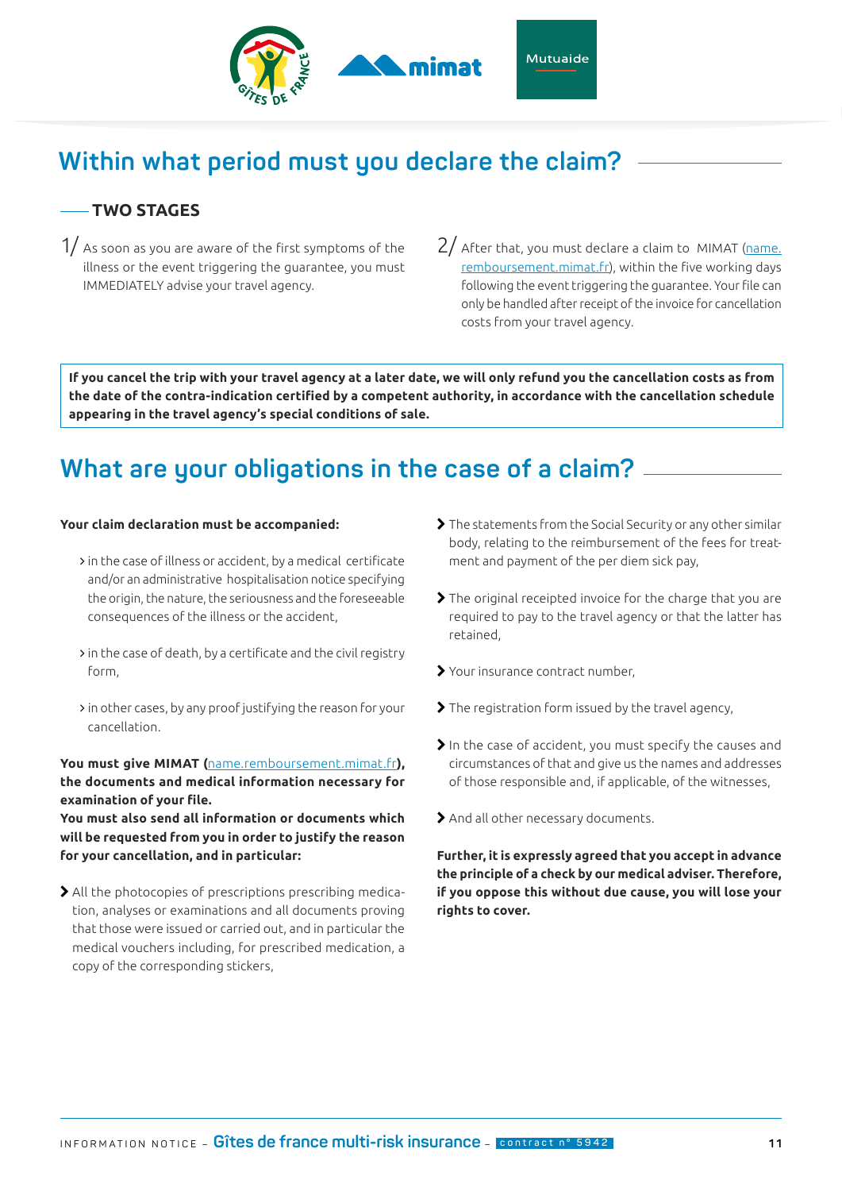## Within what period must you declare the claim?

### TWO STAGES

1/ As soon as you are aware of the first symptoms of the illness or the event triggering the guarantee, you must IMMEDIATELY advise your travel agency.

2/ After that, you must declare a claim to MIMAT (name.remboursement.mimat.fr), within the five working days following the event triggering the guarantee. Your file can only be handled after receipt of the invoice for cancellation costs from your travel agency.

**If you cancel the trip with your travel agency at a later date, we will only refund you the cancellation costs as from the date of the contra-indication certified by a competent authority, in accordance with the cancellation schedule appearing in the travel agency's special conditions of sale.**

## What are your obligations in the case of a claim?

**Your claim declaration must be accompanied:**

- in the case of illness or accident, by a medical certificate and/or an administrative hospitalisation notice specifying the origin, the nature, the seriousness and the foreseeable consequences of the illness or the accident,
- in the case of death, by a certificate and the civil registry form,
- in other cases, by any proof justifying the reason for your cancellation.

**You must give MIMAT (name.remboursement.mimat.fr), the documents and medical information necessary for examination of your file.**
**You must also send all information or documents which will be requested from you in order to justify the reason for your cancellation, and in particular:**

- All the photocopies of prescriptions prescribing medication, analyses or examinations and all documents proving that those were issued or carried out, and in particular the medical vouchers including, for prescribed medication, a copy of the corresponding stickers,
- The statements from the Social Security or any other similar body, relating to the reimbursement of the fees for treatment and payment of the per diem sick pay,
- The original receipted invoice for the charge that you are required to pay to the travel agency or that the latter has retained,
- Your insurance contract number,
- The registration form issued by the travel agency,
- In the case of accident, you must specify the causes and circumstances of that and give us the names and addresses of those responsible and, if applicable, of the witnesses,
- And all other necessary documents.

**Further, it is expressly agreed that you accept in advance the principle of a check by our medical adviser. Therefore, if you oppose this without due cause, you will lose your rights to cover.**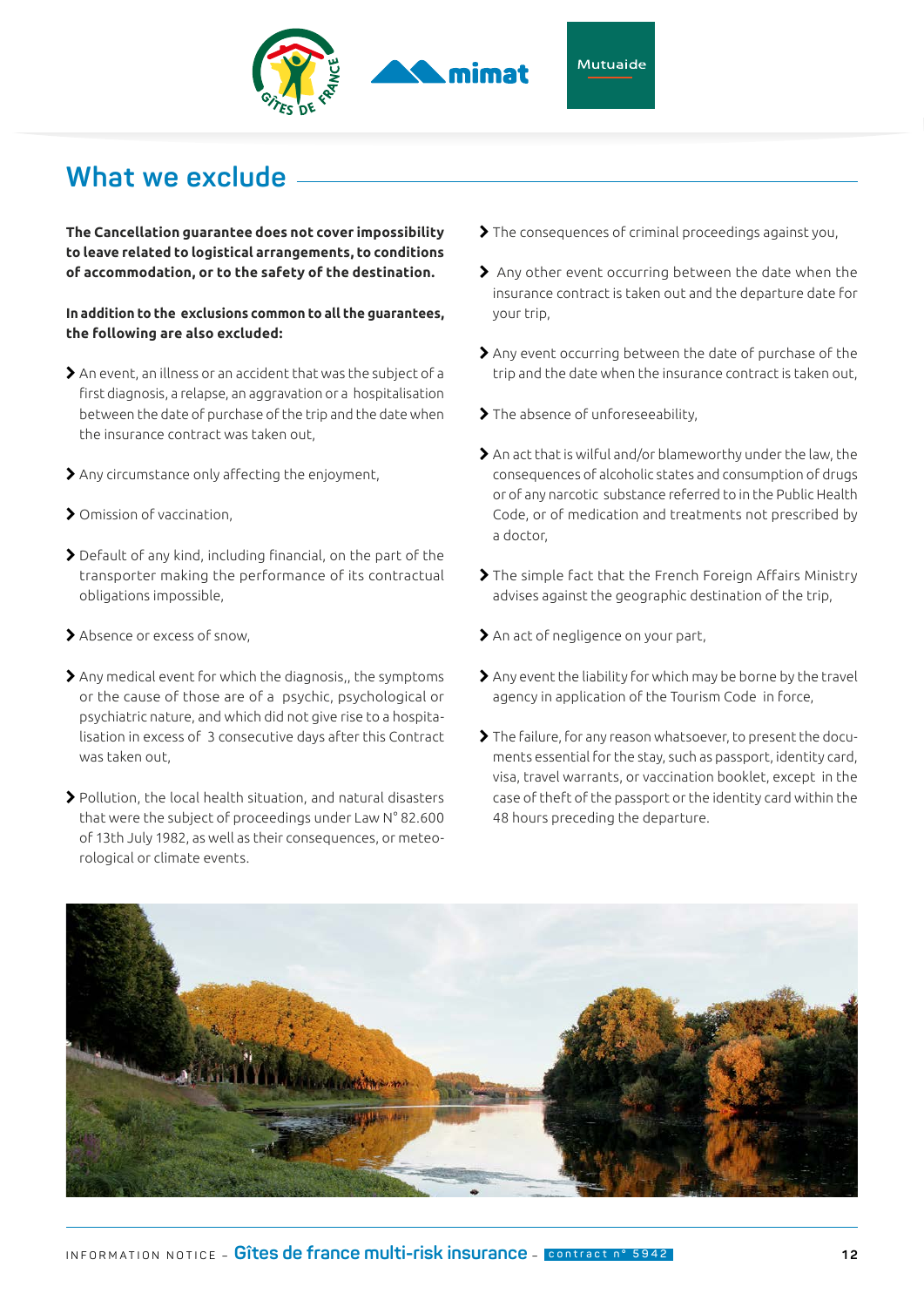## What we exclude

**The Cancellation guarantee does not cover impossibility to leave related to logistical arrangements, to conditions of accommodation, or to the safety of the destination.**

**In addition to the exclusions common to all the guarantees, the following are also excluded:**

- An event, an illness or an accident that was the subject of a first diagnosis, a relapse, an aggravation or a hospitalisation between the date of purchase of the trip and the date when the insurance contract was taken out,
- Any circumstance only affecting the enjoyment,
- Omission of vaccination,
- Default of any kind, including financial, on the part of the transporter making the performance of its contractual obligations impossible,
- Absence or excess of snow,
- Any medical event for which the diagnosis,, the symptoms or the cause of those are of a psychic, psychological or psychiatric nature, and which did not give rise to a hospitalisation in excess of 3 consecutive days after this Contract was taken out,
- Pollution, the local health situation, and natural disasters that were the subject of proceedings under Law N° 82.600 of 13th July 1982, as well as their consequences, or meteorological or climate events.
- The consequences of criminal proceedings against you,
- Any other event occurring between the date when the insurance contract is taken out and the departure date for your trip,
- Any event occurring between the date of purchase of the trip and the date when the insurance contract is taken out,
- The absence of unforeseeability,
- An act that is wilful and/or blameworthy under the law, the consequences of alcoholic states and consumption of drugs or of any narcotic substance referred to in the Public Health Code, or of medication and treatments not prescribed by a doctor,
- The simple fact that the French Foreign Affairs Ministry advises against the geographic destination of the trip,
- An act of negligence on your part,
- Any event the liability for which may be borne by the travel agency in application of the Tourism Code in force,
- The failure, for any reason whatsoever, to present the documents essential for the stay, such as passport, identity card, visa, travel warrants, or vaccination booklet, except in the case of theft of the passport or the identity card within the 48 hours preceding the departure.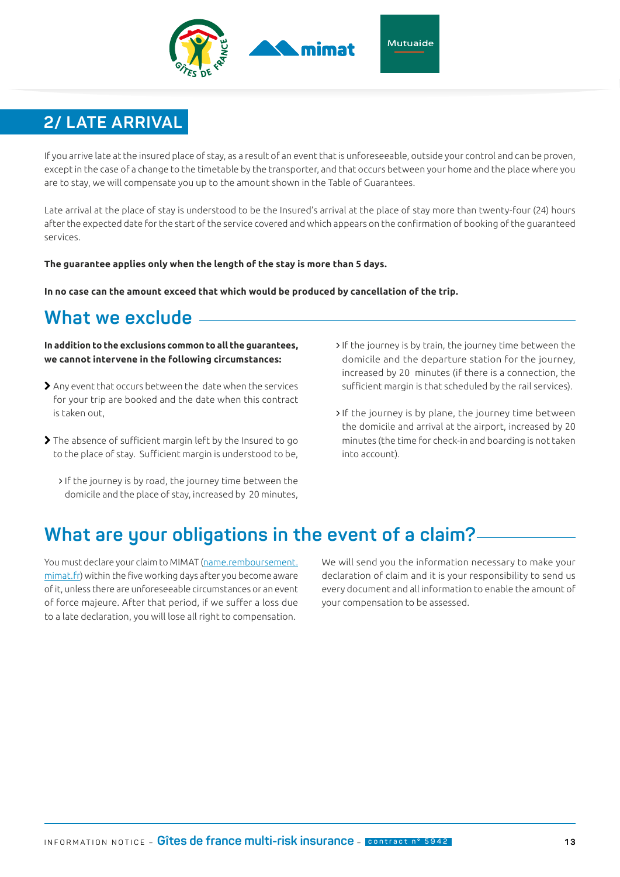## 2/ LATE ARRIVAL

If you arrive late at the insured place of stay, as a result of an event that is unforeseeable, outside your control and can be proven, except in the case of a change to the timetable by the transporter, and that occurs between your home and the place where you are to stay, we will compensate you up to the amount shown in the Table of Guarantees.

Late arrival at the place of stay is understood to be the Insured's arrival at the place of stay more than twenty-four (24) hours after the expected date for the start of the service covered and which appears on the confirmation of booking of the guaranteed services.

**The guarantee applies only when the length of the stay is more than 5 days.**

**In no case can the amount exceed that which would be produced by cancellation of the trip.**

### What we exclude

**In addition to the exclusions common to all the guarantees, we cannot intervene in the following circumstances:**

- Any event that occurs between the date when the services for your trip are booked and the date when this contract is taken out,
- The absence of sufficient margin left by the Insured to go to the place of stay. Sufficient margin is understood to be,
  - If the journey is by road, the journey time between the domicile and the place of stay, increased by 20 minutes,
  - If the journey is by train, the journey time between the domicile and the departure station for the journey, increased by 20 minutes (if there is a connection, the sufficient margin is that scheduled by the rail services).
  - If the journey is by plane, the journey time between the domicile and arrival at the airport, increased by 20 minutes (the time for check-in and boarding is not taken into account).

### What are your obligations in the event of a claim?

You must declare your claim to MIMAT (name.remboursement.mimat.fr) within the five working days after you become aware of it, unless there are unforeseeable circumstances or an event of force majeure. After that period, if we suffer a loss due to a late declaration, you will lose all right to compensation.

We will send you the information necessary to make your declaration of claim and it is your responsibility to send us every document and all information to enable the amount of your compensation to be assessed.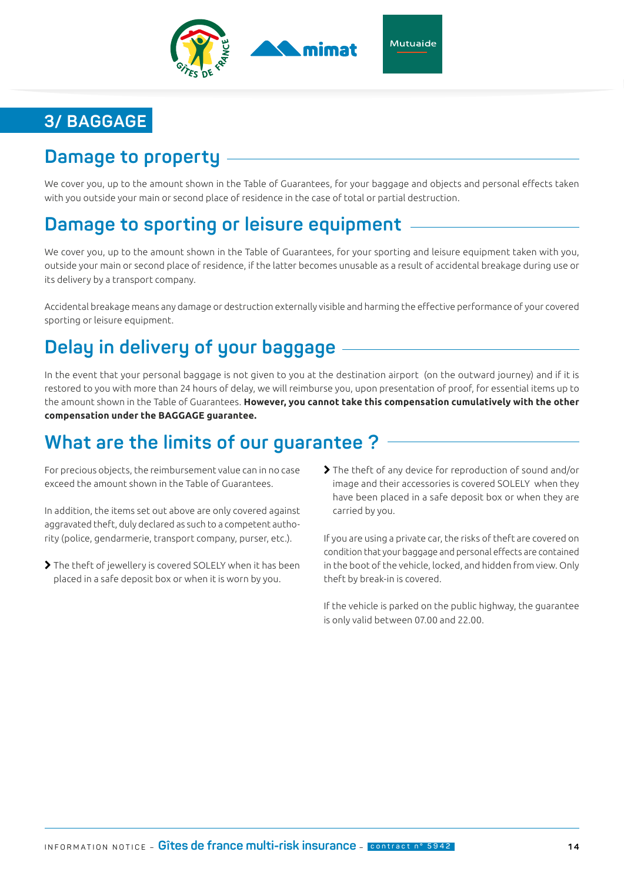# 3/ BAGGAGE

## Damage to property

We cover you, up to the amount shown in the Table of Guarantees, for your baggage and objects and personal effects taken with you outside your main or second place of residence in the case of total or partial destruction.

## Damage to sporting or leisure equipment

We cover you, up to the amount shown in the Table of Guarantees, for your sporting and leisure equipment taken with you, outside your main or second place of residence, if the latter becomes unusable as a result of accidental breakage during use or its delivery by a transport company.

Accidental breakage means any damage or destruction externally visible and harming the effective performance of your covered sporting or leisure equipment.

## Delay in delivery of your baggage

In the event that your personal baggage is not given to you at the destination airport (on the outward journey) and if it is restored to you with more than 24 hours of delay, we will reimburse you, upon presentation of proof, for essential items up to the amount shown in the Table of Guarantees. **However, you cannot take this compensation cumulatively with the other compensation under the BAGGAGE guarantee.**

## What are the limits of our guarantee ?

For precious objects, the reimbursement value can in no case exceed the amount shown in the Table of Guarantees.

In addition, the items set out above are only covered against aggravated theft, duly declared as such to a competent authority (police, gendarmerie, transport company, purser, etc.).

- The theft of jewellery is covered SOLELY when it has been placed in a safe deposit box or when it is worn by you.
- The theft of any device for reproduction of sound and/or image and their accessories is covered SOLELY when they have been placed in a safe deposit box or when they are carried by you.

If you are using a private car, the risks of theft are covered on condition that your baggage and personal effects are contained in the boot of the vehicle, locked, and hidden from view. Only theft by break-in is covered.

If the vehicle is parked on the public highway, the guarantee is only valid between 07.00 and 22.00.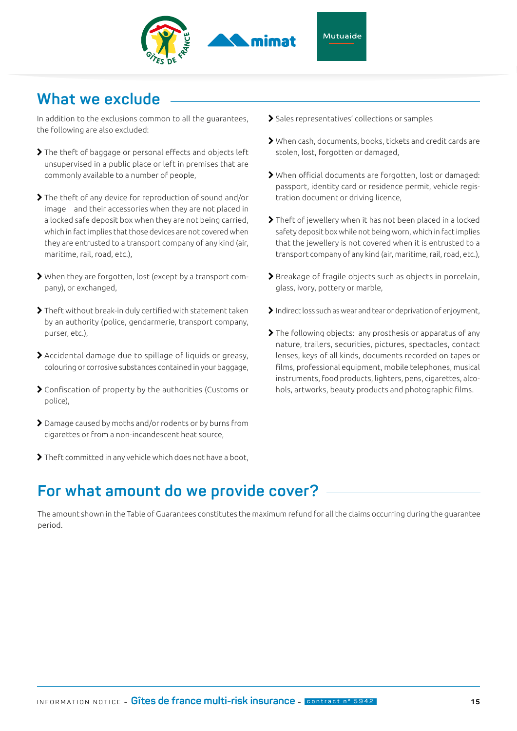## What we exclude

In addition to the exclusions common to all the guarantees, the following are also excluded:

- The theft of baggage or personal effects and objects left unsupervised in a public place or left in premises that are commonly available to a number of people,
- The theft of any device for reproduction of sound and/or image and their accessories when they are not placed in a locked safe deposit box when they are not being carried, which in fact implies that those devices are not covered when they are entrusted to a transport company of any kind (air, maritime, rail, road, etc.),
- When they are forgotten, lost (except by a transport company), or exchanged,
- Theft without break-in duly certified with statement taken by an authority (police, gendarmerie, transport company, purser, etc.),
- Accidental damage due to spillage of liquids or greasy, colouring or corrosive substances contained in your baggage,
- Confiscation of property by the authorities (Customs or police),
- Damage caused by moths and/or rodents or by burns from cigarettes or from a non-incandescent heat source,
- Theft committed in any vehicle which does not have a boot,
- Sales representatives' collections or samples
- When cash, documents, books, tickets and credit cards are stolen, lost, forgotten or damaged,
- When official documents are forgotten, lost or damaged: passport, identity card or residence permit, vehicle registration document or driving licence,
- Theft of jewellery when it has not been placed in a locked safety deposit box while not being worn, which in fact implies that the jewellery is not covered when it is entrusted to a transport company of any kind (air, maritime, rail, road, etc.),
- Breakage of fragile objects such as objects in porcelain, glass, ivory, pottery or marble,
- Indirect loss such as wear and tear or deprivation of enjoyment,
- The following objects: any prosthesis or apparatus of any nature, trailers, securities, pictures, spectacles, contact lenses, keys of all kinds, documents recorded on tapes or films, professional equipment, mobile telephones, musical instruments, food products, lighters, pens, cigarettes, alcohols, artworks, beauty products and photographic films.

## For what amount do we provide cover?

The amount shown in the Table of Guarantees constitutes the maximum refund for all the claims occurring during the guarantee period.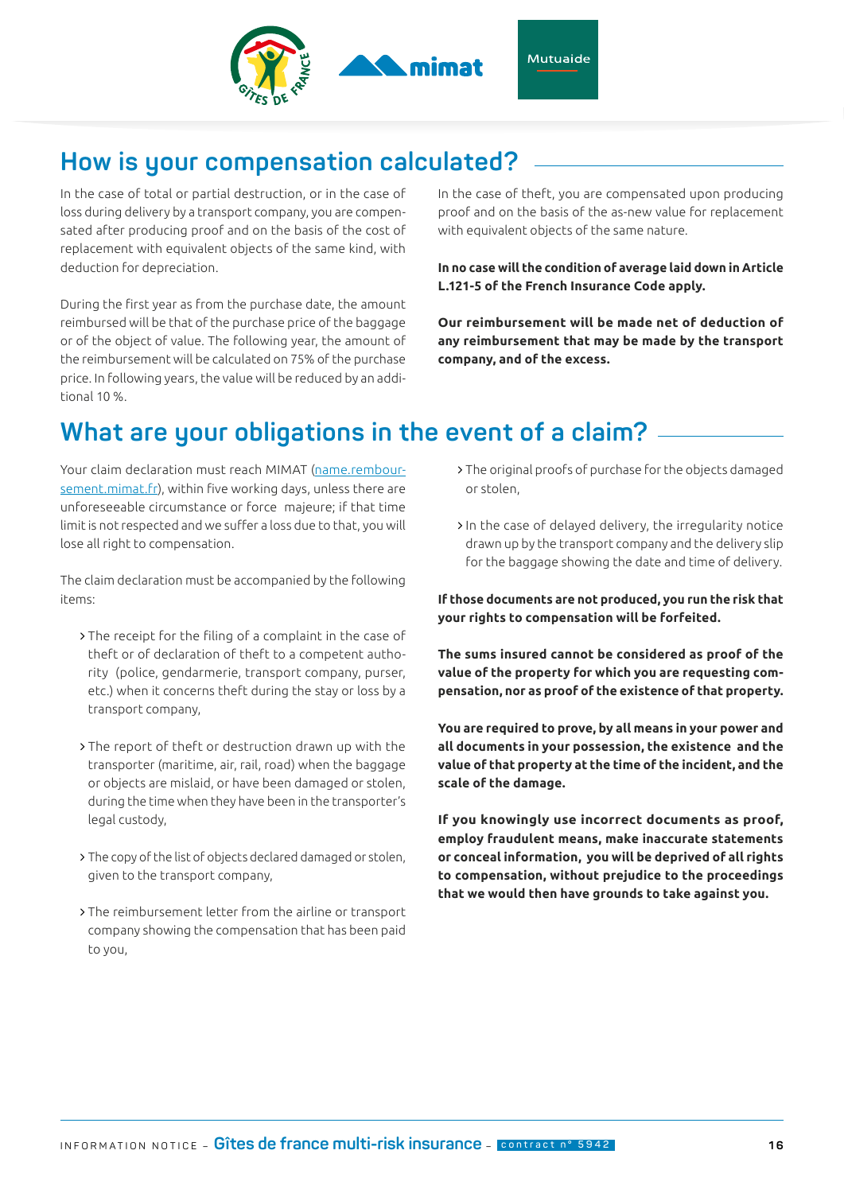## How is your compensation calculated?

In the case of total or partial destruction, or in the case of loss during delivery by a transport company, you are compensated after producing proof and on the basis of the cost of replacement with equivalent objects of the same kind, with deduction for depreciation.

During the first year as from the purchase date, the amount reimbursed will be that of the purchase price of the baggage or of the object of value. The following year, the amount of the reimbursement will be calculated on 75% of the purchase price. In following years, the value will be reduced by an additional 10 %.

In the case of theft, you are compensated upon producing proof and on the basis of the as-new value for replacement with equivalent objects of the same nature.

**In no case will the condition of average laid down in Article L.121-5 of the French Insurance Code apply.**

**Our reimbursement will be made net of deduction of any reimbursement that may be made by the transport company, and of the excess.**

## What are your obligations in the event of a claim?

Your claim declaration must reach MIMAT (name.rembour-sement.mimat.fr), within five working days, unless there are unforeseeable circumstance or force majeure; if that time limit is not respected and we suffer a loss due to that, you will lose all right to compensation.

The claim declaration must be accompanied by the following items:

- The receipt for the filing of a complaint in the case of theft or of declaration of theft to a competent authority (police, gendarmerie, transport company, purser, etc.) when it concerns theft during the stay or loss by a transport company,
- The report of theft or destruction drawn up with the transporter (maritime, air, rail, road) when the baggage or objects are mislaid, or have been damaged or stolen, during the time when they have been in the transporter's legal custody,
- The copy of the list of objects declared damaged or stolen, given to the transport company,
- The reimbursement letter from the airline or transport company showing the compensation that has been paid to you,
- The original proofs of purchase for the objects damaged or stolen,
- In the case of delayed delivery, the irregularity notice drawn up by the transport company and the delivery slip for the baggage showing the date and time of delivery.

**If those documents are not produced, you run the risk that your rights to compensation will be forfeited.**

**The sums insured cannot be considered as proof of the value of the property for which you are requesting compensation, nor as proof of the existence of that property.**

**You are required to prove, by all means in your power and all documents in your possession, the existence and the value of that property at the time of the incident, and the scale of the damage.**

**If you knowingly use incorrect documents as proof, employ fraudulent means, make inaccurate statements or conceal information, you will be deprived of all rights to compensation, without prejudice to the proceedings that we would then have grounds to take against you.**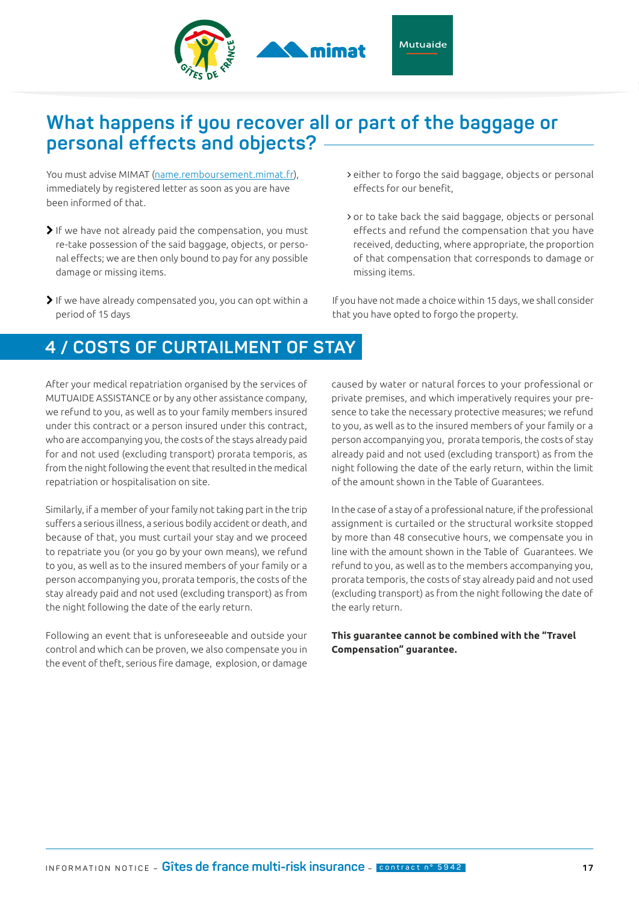## What happens if you recover all or part of the baggage or personal effects and objects?

You must advise MIMAT (name.remboursement.mimat.fr), immediately by registered letter as soon as you are have been informed of that.

- If we have not already paid the compensation, you must re-take possession of the said baggage, objects, or personal effects; we are then only bound to pay for any possible damage or missing items.
- If we have already compensated you, you can opt within a period of 15 days
  - either to forgo the said baggage, objects or personal effects for our benefit,
  - or to take back the said baggage, objects or personal effects and refund the compensation that you have received, deducting, where appropriate, the proportion of that compensation that corresponds to damage or missing items.

If you have not made a choice within 15 days, we shall consider that you have opted to forgo the property.

# 4 / COSTS OF CURTAILMENT OF STAY

After your medical repatriation organised by the services of MUTUAIDE ASSISTANCE or by any other assistance company, we refund to you, as well as to your family members insured under this contract or a person insured under this contract, who are accompanying you, the costs of the stays already paid for and not used (excluding transport) prorata temporis, as from the night following the event that resulted in the medical repatriation or hospitalisation on site.

Similarly, if a member of your family not taking part in the trip suffers a serious illness, a serious bodily accident or death, and because of that, you must curtail your stay and we proceed to repatriate you (or you go by your own means), we refund to you, as well as to the insured members of your family or a person accompanying you, prorata temporis, the costs of the stay already paid and not used (excluding transport) as from the night following the date of the early return.

Following an event that is unforeseeable and outside your control and which can be proven, we also compensate you in the event of theft, serious fire damage, explosion, or damage caused by water or natural forces to your professional or private premises, and which imperatively requires your presence to take the necessary protective measures; we refund to you, as well as to the insured members of your family or a person accompanying you, prorata temporis, the costs of stay already paid and not used (excluding transport) as from the night following the date of the early return, within the limit of the amount shown in the Table of Guarantees.

In the case of a stay of a professional nature, if the professional assignment is curtailed or the structural worksite stopped by more than 48 consecutive hours, we compensate you in line with the amount shown in the Table of Guarantees. We refund to you, as well as to the members accompanying you, prorata temporis, the costs of stay already paid and not used (excluding transport) as from the night following the date of the early return.

**This guarantee cannot be combined with the "Travel Compensation" guarantee.**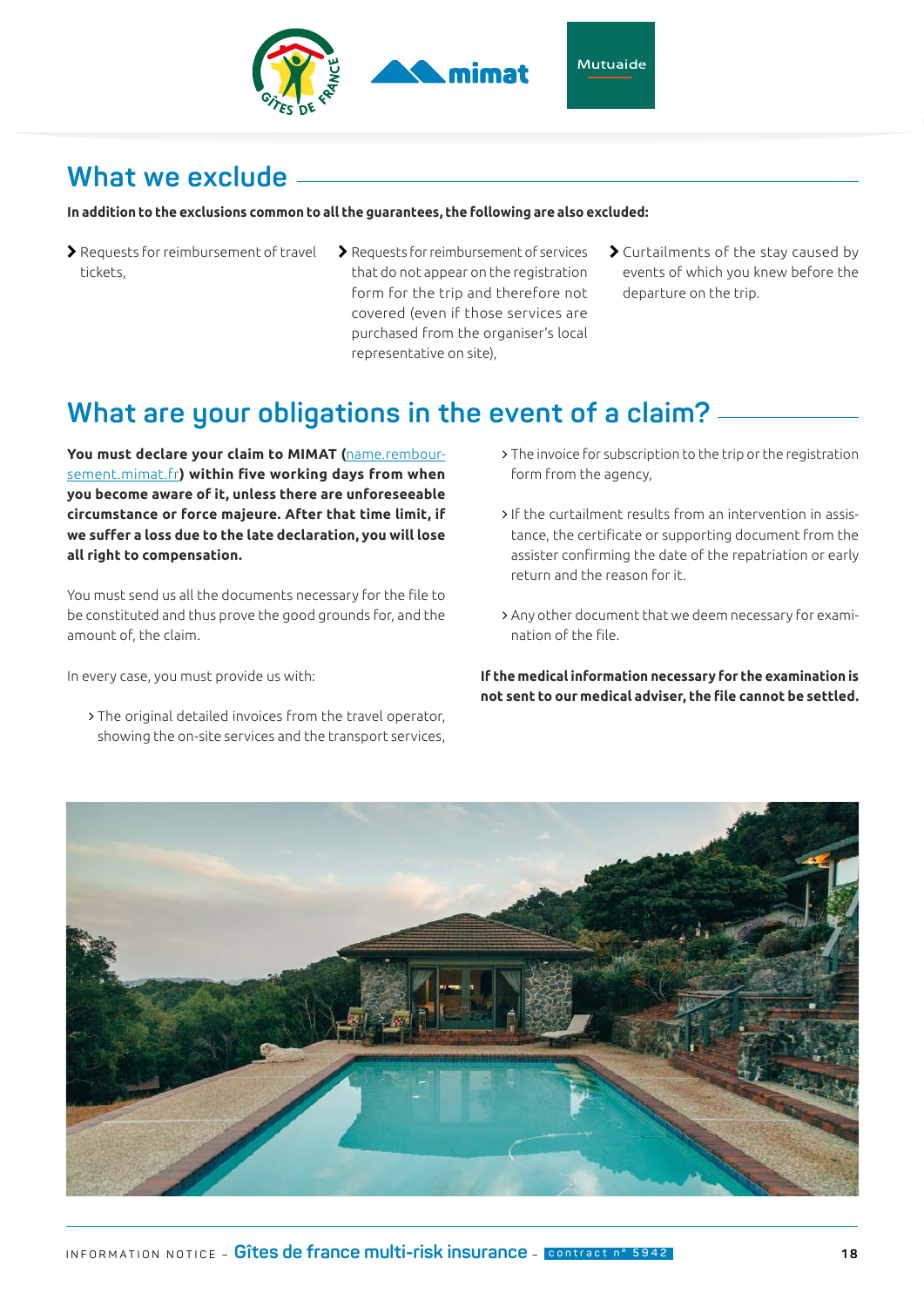## What we exclude

**In addition to the exclusions common to all the guarantees, the following are also excluded:**

- Requests for reimbursement of travel tickets,
- Requests for reimbursement of services that do not appear on the registration form for the trip and therefore not covered (even if those services are purchased from the organiser's local representative on site),
- Curtailments of the stay caused by events of which you knew before the departure on the trip.

## What are your obligations in the event of a claim?

**You must declare your claim to MIMAT (name.rembour-sement.mimat.fr) within five working days from when you become aware of it, unless there are unforeseeable circumstance or force majeure. After that time limit, if we suffer a loss due to the late declaration, you will lose all right to compensation.**

You must send us all the documents necessary for the file to be constituted and thus prove the good grounds for, and the amount of, the claim.

In every case, you must provide us with:

- The original detailed invoices from the travel operator, showing the on-site services and the transport services,
- The invoice for subscription to the trip or the registration form from the agency,
- If the curtailment results from an intervention in assistance, the certificate or supporting document from the assister confirming the date of the repatriation or early return and the reason for it.
- Any other document that we deem necessary for examination of the file.

**If the medical information necessary for the examination is not sent to our medical adviser, the file cannot be settled.**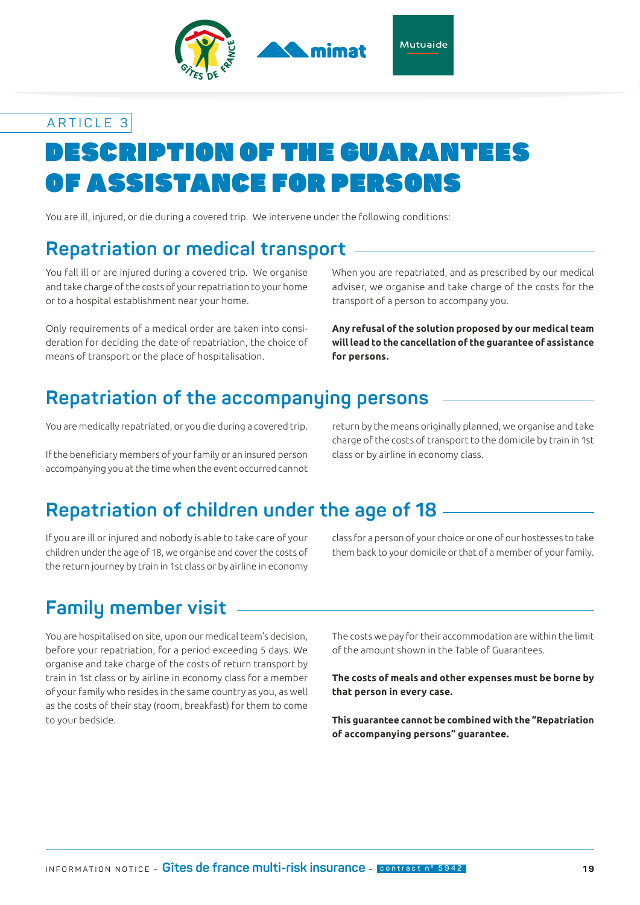ARTICLE 3

# DESCRIPTION OF THE GUARANTEES OF ASSISTANCE FOR PERSONS

You are ill, injured, or die during a covered trip. We intervene under the following conditions:

## Repatriation or medical transport

You fall ill or are injured during a covered trip. We organise and take charge of the costs of your repatriation to your home or to a hospital establishment near your home.

Only requirements of a medical order are taken into consideration for deciding the date of repatriation, the choice of means of transport or the place of hospitalisation.

When you are repatriated, and as prescribed by our medical adviser, we organise and take charge of the costs for the transport of a person to accompany you.

**Any refusal of the solution proposed by our medical team will lead to the cancellation of the guarantee of assistance for persons.**

## Repatriation of the accompanying persons

You are medically repatriated, or you die during a covered trip.

If the beneficiary members of your family or an insured person accompanying you at the time when the event occurred cannot return by the means originally planned, we organise and take charge of the costs of transport to the domicile by train in 1st class or by airline in economy class.

## Repatriation of children under the age of 18

If you are ill or injured and nobody is able to take care of your children under the age of 18, we organise and cover the costs of the return journey by train in 1st class or by airline in economy class for a person of your choice or one of our hostesses to take them back to your domicile or that of a member of your family.

## Family member visit

You are hospitalised on site, upon our medical team's decision, before your repatriation, for a period exceeding 5 days. We organise and take charge of the costs of return transport by train in 1st class or by airline in economy class for a member of your family who resides in the same country as you, as well as the costs of their stay (room, breakfast) for them to come to your bedside.

The costs we pay for their accommodation are within the limit of the amount shown in the Table of Guarantees.

**The costs of meals and other expenses must be borne by that person in every case.**

**This guarantee cannot be combined with the "Repatriation of accompanying persons" guarantee.**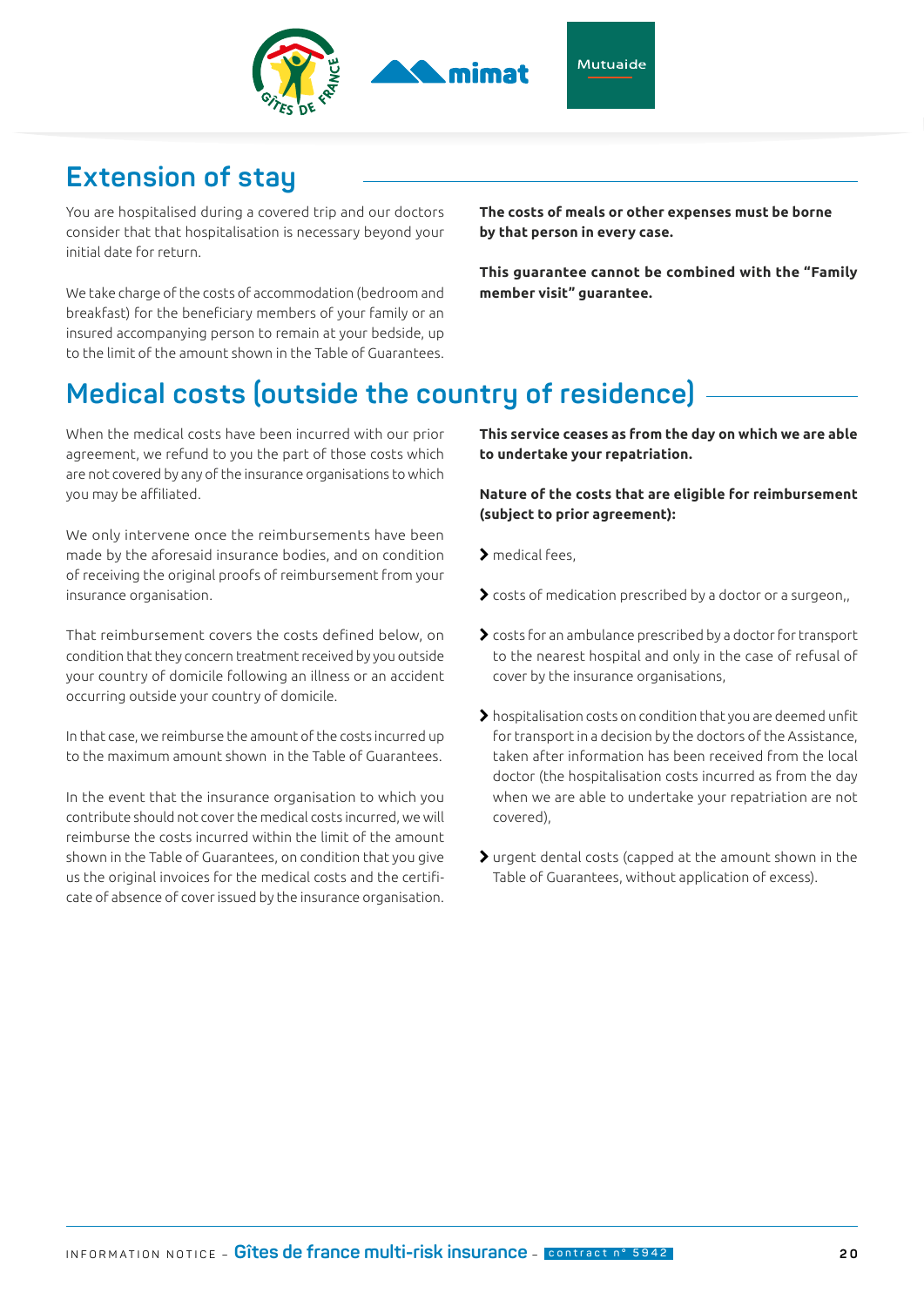## Extension of stay

You are hospitalised during a covered trip and our doctors consider that that hospitalisation is necessary beyond your initial date for return.

We take charge of the costs of accommodation (bedroom and breakfast) for the beneficiary members of your family or an insured accompanying person to remain at your bedside, up to the limit of the amount shown in the Table of Guarantees.

**The costs of meals or other expenses must be borne by that person in every case.**

**This guarantee cannot be combined with the "Family member visit" guarantee.**

## Medical costs (outside the country of residence)

When the medical costs have been incurred with our prior agreement, we refund to you the part of those costs which are not covered by any of the insurance organisations to which you may be affiliated.

We only intervene once the reimbursements have been made by the aforesaid insurance bodies, and on condition of receiving the original proofs of reimbursement from your insurance organisation.

That reimbursement covers the costs defined below, on condition that they concern treatment received by you outside your country of domicile following an illness or an accident occurring outside your country of domicile.

In that case, we reimburse the amount of the costs incurred up to the maximum amount shown in the Table of Guarantees.

In the event that the insurance organisation to which you contribute should not cover the medical costs incurred, we will reimburse the costs incurred within the limit of the amount shown in the Table of Guarantees, on condition that you give us the original invoices for the medical costs and the certificate of absence of cover issued by the insurance organisation.

**This service ceases as from the day on which we are able to undertake your repatriation.**

**Nature of the costs that are eligible for reimbursement (subject to prior agreement):**

- medical fees,
- costs of medication prescribed by a doctor or a surgeon,,
- costs for an ambulance prescribed by a doctor for transport to the nearest hospital and only in the case of refusal of cover by the insurance organisations,
- hospitalisation costs on condition that you are deemed unfit for transport in a decision by the doctors of the Assistance, taken after information has been received from the local doctor (the hospitalisation costs incurred as from the day when we are able to undertake your repatriation are not covered),
- urgent dental costs (capped at the amount shown in the Table of Guarantees, without application of excess).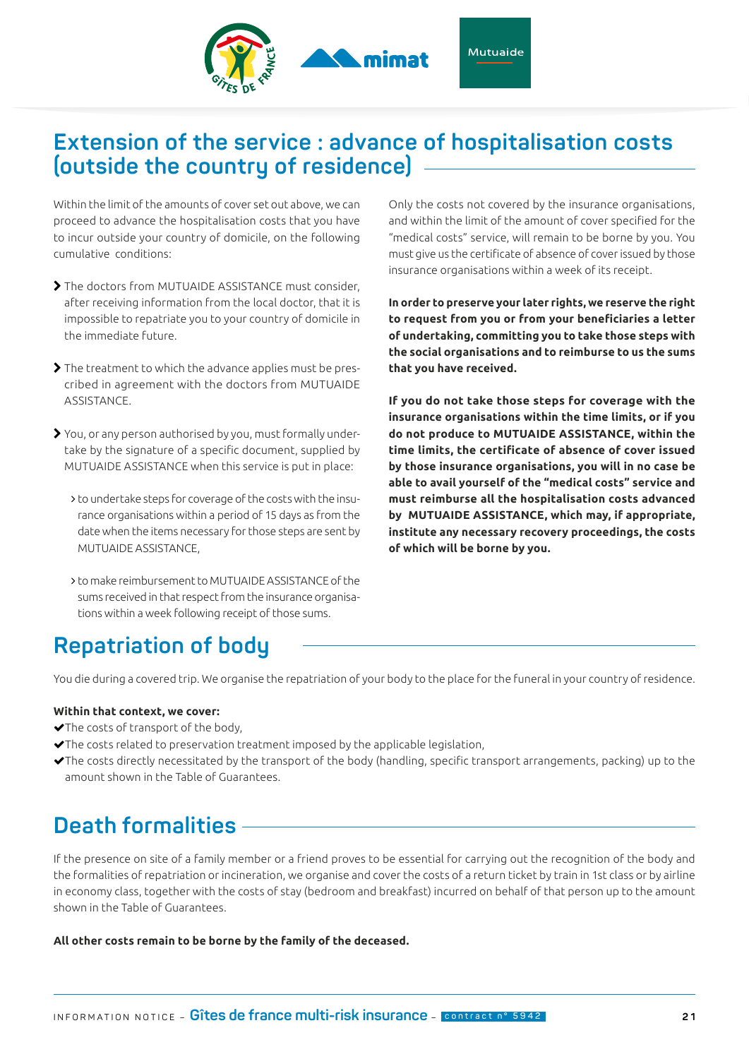## Extension of the service : advance of hospitalisation costs (outside the country of residence)

Within the limit of the amounts of cover set out above, we can proceed to advance the hospitalisation costs that you have to incur outside your country of domicile, on the following cumulative conditions:

- The doctors from MUTUAIDE ASSISTANCE must consider, after receiving information from the local doctor, that it is impossible to repatriate you to your country of domicile in the immediate future.
- The treatment to which the advance applies must be prescribed in agreement with the doctors from MUTUAIDE ASSISTANCE.
- You, or any person authorised by you, must formally undertake by the signature of a specific document, supplied by MUTUAIDE ASSISTANCE when this service is put in place:
  - to undertake steps for coverage of the costs with the insurance organisations within a period of 15 days as from the date when the items necessary for those steps are sent by MUTUAIDE ASSISTANCE,
  - to make reimbursement to MUTUAIDE ASSISTANCE of the sums received in that respect from the insurance organisations within a week following receipt of those sums.

Only the costs not covered by the insurance organisations, and within the limit of the amount of cover specified for the "medical costs" service, will remain to be borne by you. You must give us the certificate of absence of cover issued by those insurance organisations within a week of its receipt.

**In order to preserve your later rights, we reserve the right to request from you or from your beneficiaries a letter of undertaking, committing you to take those steps with the social organisations and to reimburse to us the sums that you have received.**

**If you do not take those steps for coverage with the insurance organisations within the time limits, or if you do not produce to MUTUAIDE ASSISTANCE, within the time limits, the certificate of absence of cover issued by those insurance organisations, you will in no case be able to avail yourself of the "medical costs" service and must reimburse all the hospitalisation costs advanced by MUTUAIDE ASSISTANCE, which may, if appropriate, institute any necessary recovery proceedings, the costs of which will be borne by you.**

## Repatriation of body

You die during a covered trip. We organise the repatriation of your body to the place for the funeral in your country of residence.

**Within that context, we cover:**

- ✔The costs of transport of the body,
- ✔The costs related to preservation treatment imposed by the applicable legislation,
- ✔The costs directly necessitated by the transport of the body (handling, specific transport arrangements, packing) up to the amount shown in the Table of Guarantees.

## Death formalities

If the presence on site of a family member or a friend proves to be essential for carrying out the recognition of the body and the formalities of repatriation or incineration, we organise and cover the costs of a return ticket by train in 1st class or by airline in economy class, together with the costs of stay (bedroom and breakfast) incurred on behalf of that person up to the amount shown in the Table of Guarantees.

**All other costs remain to be borne by the family of the deceased.**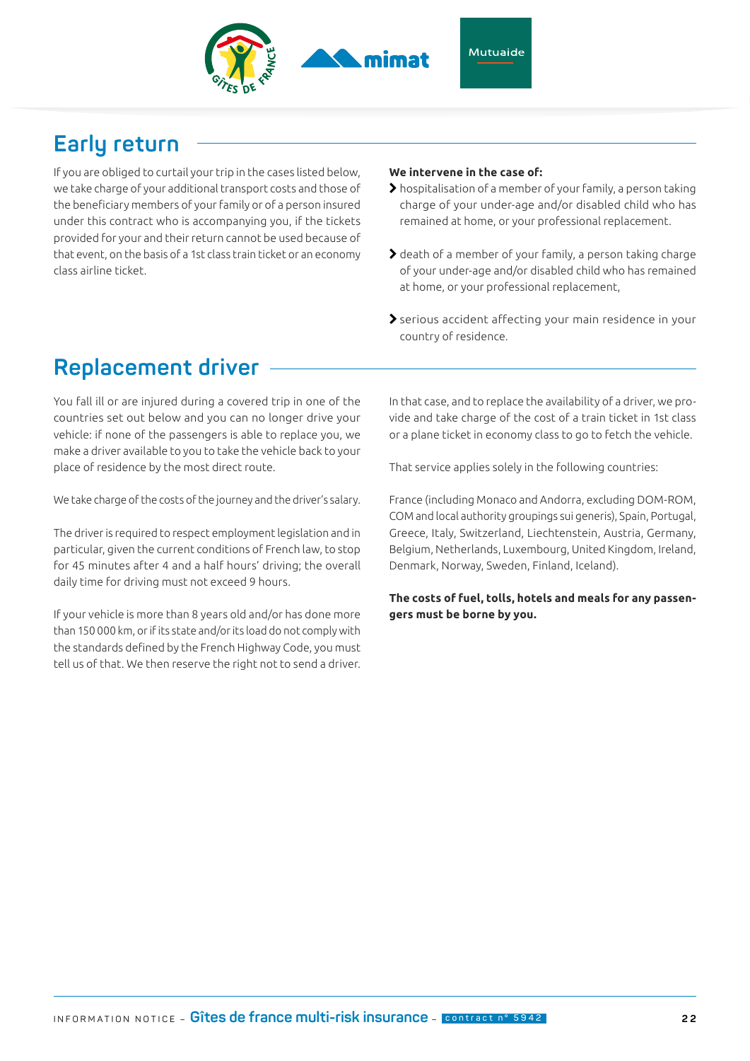## Early return

If you are obliged to curtail your trip in the cases listed below, we take charge of your additional transport costs and those of the beneficiary members of your family or of a person insured under this contract who is accompanying you, if the tickets provided for your and their return cannot be used because of that event, on the basis of a 1st class train ticket or an economy class airline ticket.

**We intervene in the case of:**

- hospitalisation of a member of your family, a person taking charge of your under-age and/or disabled child who has remained at home, or your professional replacement.
- death of a member of your family, a person taking charge of your under-age and/or disabled child who has remained at home, or your professional replacement,
- serious accident affecting your main residence in your country of residence.

## Replacement driver

You fall ill or are injured during a covered trip in one of the countries set out below and you can no longer drive your vehicle: if none of the passengers is able to replace you, we make a driver available to you to take the vehicle back to your place of residence by the most direct route.

We take charge of the costs of the journey and the driver's salary.

The driver is required to respect employment legislation and in particular, given the current conditions of French law, to stop for 45 minutes after 4 and a half hours' driving; the overall daily time for driving must not exceed 9 hours.

If your vehicle is more than 8 years old and/or has done more than 150 000 km, or if its state and/or its load do not comply with the standards defined by the French Highway Code, you must tell us of that. We then reserve the right not to send a driver.

In that case, and to replace the availability of a driver, we provide and take charge of the cost of a train ticket in 1st class or a plane ticket in economy class to go to fetch the vehicle.

That service applies solely in the following countries:

France (including Monaco and Andorra, excluding DOM-ROM, COM and local authority groupings sui generis), Spain, Portugal, Greece, Italy, Switzerland, Liechtenstein, Austria, Germany, Belgium, Netherlands, Luxembourg, United Kingdom, Ireland, Denmark, Norway, Sweden, Finland, Iceland).

**The costs of fuel, tolls, hotels and meals for any passengers must be borne by you.**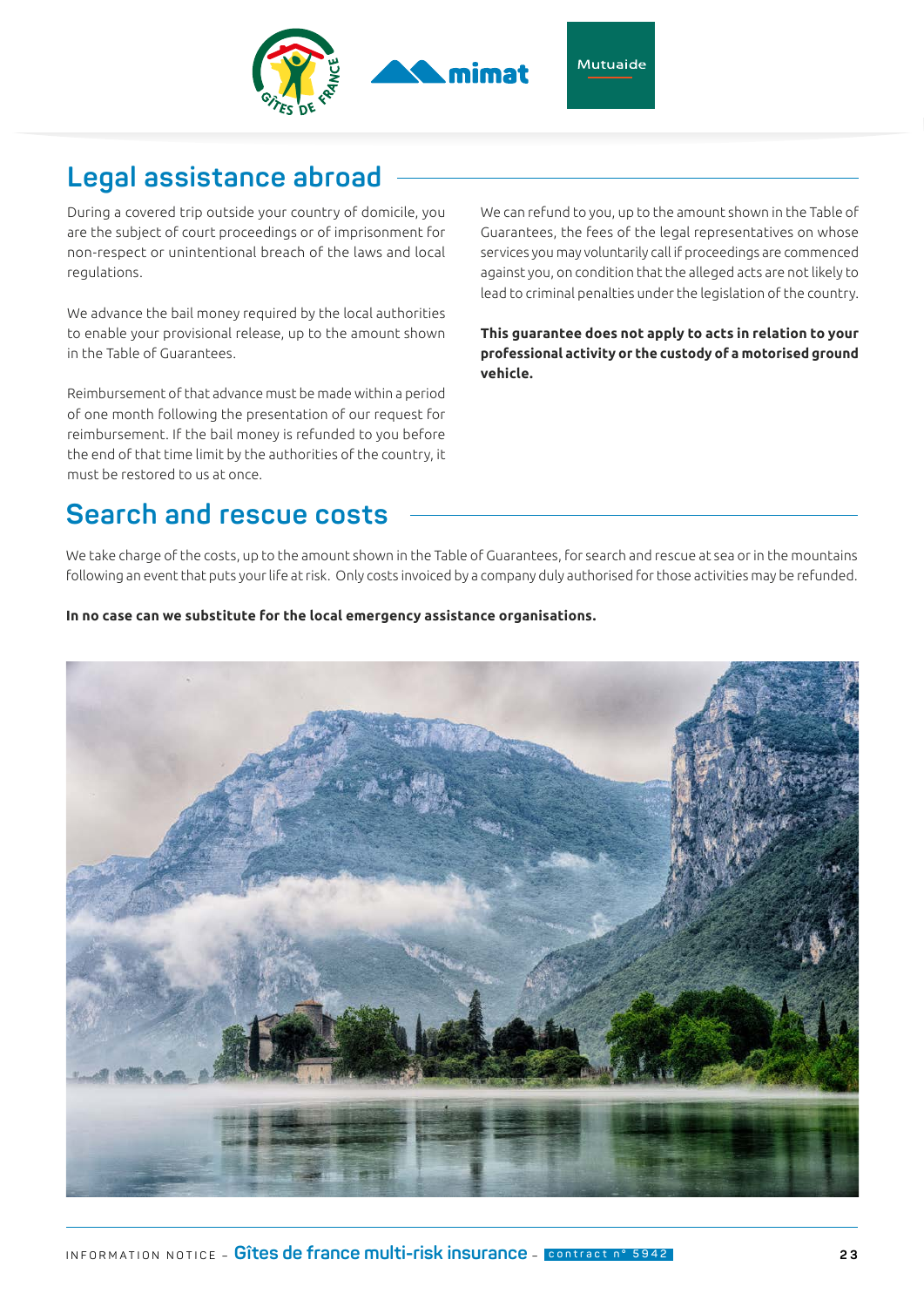## Legal assistance abroad

During a covered trip outside your country of domicile, you are the subject of court proceedings or of imprisonment for non-respect or unintentional breach of the laws and local regulations.

We advance the bail money required by the local authorities to enable your provisional release, up to the amount shown in the Table of Guarantees.

Reimbursement of that advance must be made within a period of one month following the presentation of our request for reimbursement. If the bail money is refunded to you before the end of that time limit by the authorities of the country, it must be restored to us at once.

We can refund to you, up to the amount shown in the Table of Guarantees, the fees of the legal representatives on whose services you may voluntarily call if proceedings are commenced against you, on condition that the alleged acts are not likely to lead to criminal penalties under the legislation of the country.

**This guarantee does not apply to acts in relation to your professional activity or the custody of a motorised ground vehicle.**

## Search and rescue costs

We take charge of the costs, up to the amount shown in the Table of Guarantees, for search and rescue at sea or in the mountains following an event that puts your life at risk. Only costs invoiced by a company duly authorised for those activities may be refunded.

**In no case can we substitute for the local emergency assistance organisations.**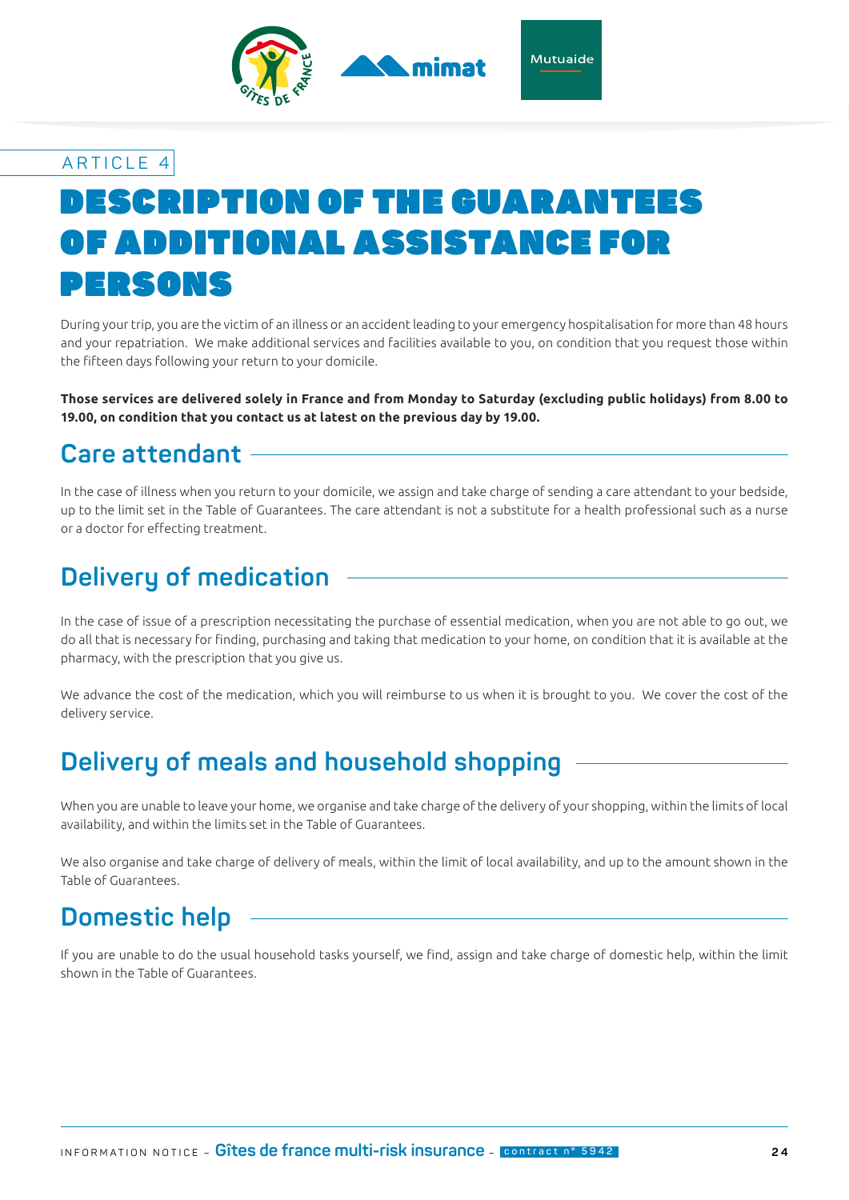ARTICLE 4

# DESCRIPTION OF THE GUARANTEES OF ADDITIONAL ASSISTANCE FOR PERSONS

During your trip, you are the victim of an illness or an accident leading to your emergency hospitalisation for more than 48 hours and your repatriation. We make additional services and facilities available to you, on condition that you request those within the fifteen days following your return to your domicile.

**Those services are delivered solely in France and from Monday to Saturday (excluding public holidays) from 8.00 to 19.00, on condition that you contact us at latest on the previous day by 19.00.**

## Care attendant

In the case of illness when you return to your domicile, we assign and take charge of sending a care attendant to your bedside, up to the limit set in the Table of Guarantees. The care attendant is not a substitute for a health professional such as a nurse or a doctor for effecting treatment.

## Delivery of medication

In the case of issue of a prescription necessitating the purchase of essential medication, when you are not able to go out, we do all that is necessary for finding, purchasing and taking that medication to your home, on condition that it is available at the pharmacy, with the prescription that you give us.

We advance the cost of the medication, which you will reimburse to us when it is brought to you. We cover the cost of the delivery service.

## Delivery of meals and household shopping

When you are unable to leave your home, we organise and take charge of the delivery of your shopping, within the limits of local availability, and within the limits set in the Table of Guarantees.

We also organise and take charge of delivery of meals, within the limit of local availability, and up to the amount shown in the Table of Guarantees.

## Domestic help

If you are unable to do the usual household tasks yourself, we find, assign and take charge of domestic help, within the limit shown in the Table of Guarantees.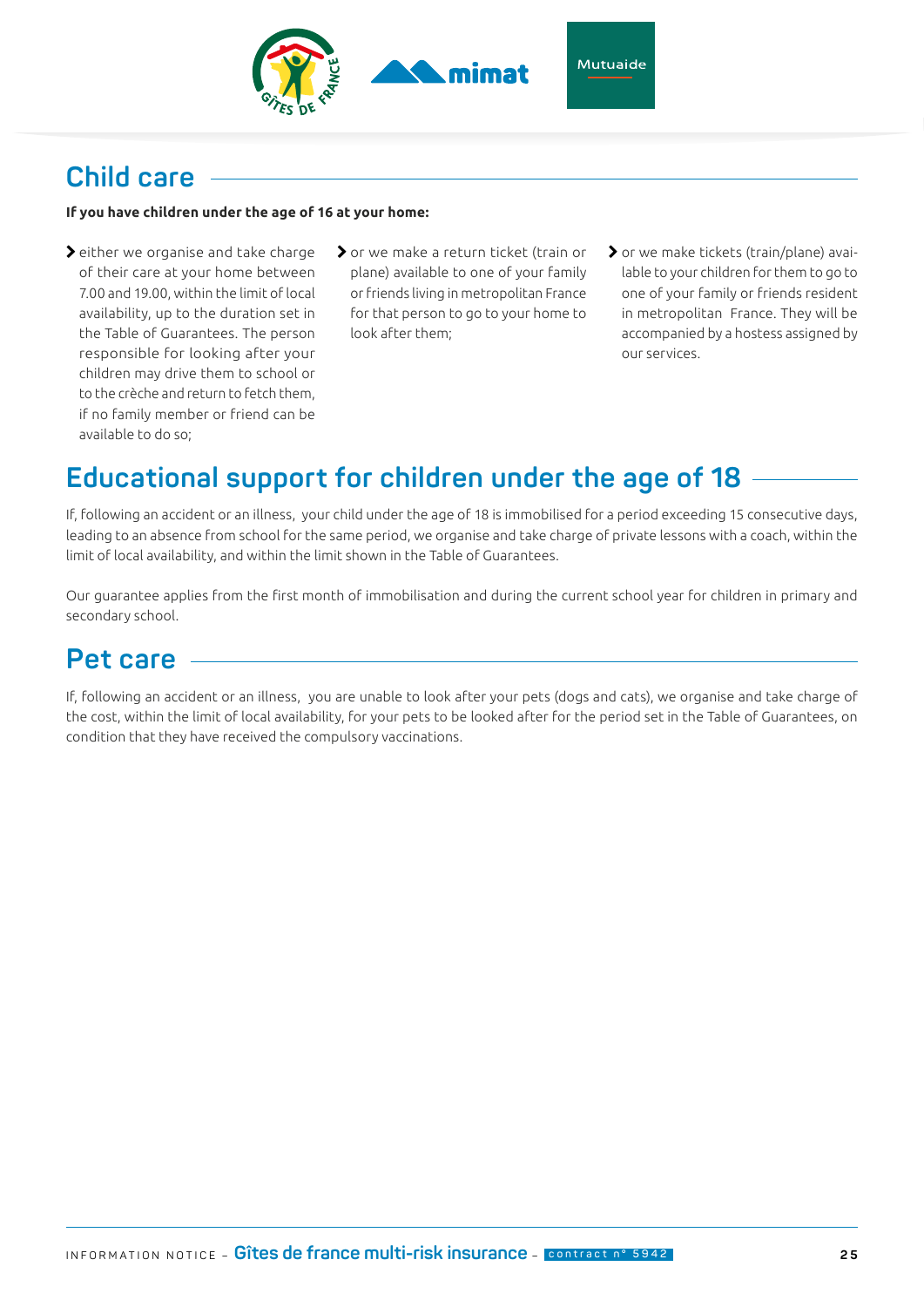## Child care

**If you have children under the age of 16 at your home:**

- either we organise and take charge of their care at your home between 7.00 and 19.00, within the limit of local availability, up to the duration set in the Table of Guarantees. The person responsible for looking after your children may drive them to school or to the crèche and return to fetch them, if no family member or friend can be available to do so;
- or we make a return ticket (train or plane) available to one of your family or friends living in metropolitan France for that person to go to your home to look after them;
- or we make tickets (train/plane) available to your children for them to go to one of your family or friends resident in metropolitan France. They will be accompanied by a hostess assigned by our services.

## Educational support for children under the age of 18

If, following an accident or an illness, your child under the age of 18 is immobilised for a period exceeding 15 consecutive days, leading to an absence from school for the same period, we organise and take charge of private lessons with a coach, within the limit of local availability, and within the limit shown in the Table of Guarantees.

Our guarantee applies from the first month of immobilisation and during the current school year for children in primary and secondary school.

## Pet care

If, following an accident or an illness, you are unable to look after your pets (dogs and cats), we organise and take charge of the cost, within the limit of local availability, for your pets to be looked after for the period set in the Table of Guarantees, on condition that they have received the compulsory vaccinations.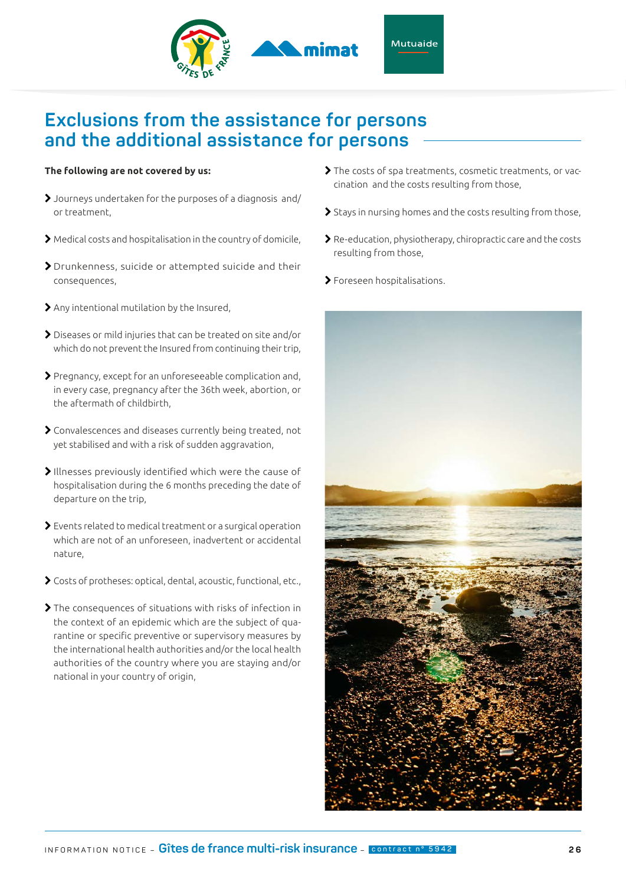# Exclusions from the assistance for persons and the additional assistance for persons

**The following are not covered by us:**

- Journeys undertaken for the purposes of a diagnosis and/or treatment,
- Medical costs and hospitalisation in the country of domicile,
- Drunkenness, suicide or attempted suicide and their consequences,
- Any intentional mutilation by the Insured,
- Diseases or mild injuries that can be treated on site and/or which do not prevent the Insured from continuing their trip,
- Pregnancy, except for an unforeseeable complication and, in every case, pregnancy after the 36th week, abortion, or the aftermath of childbirth,
- Convalescences and diseases currently being treated, not yet stabilised and with a risk of sudden aggravation,
- Illnesses previously identified which were the cause of hospitalisation during the 6 months preceding the date of departure on the trip,
- Events related to medical treatment or a surgical operation which are not of an unforeseen, inadvertent or accidental nature,
- Costs of protheses: optical, dental, acoustic, functional, etc.,
- The consequences of situations with risks of infection in the context of an epidemic which are the subject of quarantine or specific preventive or supervisory measures by the international health authorities and/or the local health authorities of the country where you are staying and/or national in your country of origin,
- The costs of spa treatments, cosmetic treatments, or vaccination and the costs resulting from those,
- Stays in nursing homes and the costs resulting from those,
- Re-education, physiotherapy, chiropractic care and the costs resulting from those,
- Foreseen hospitalisations.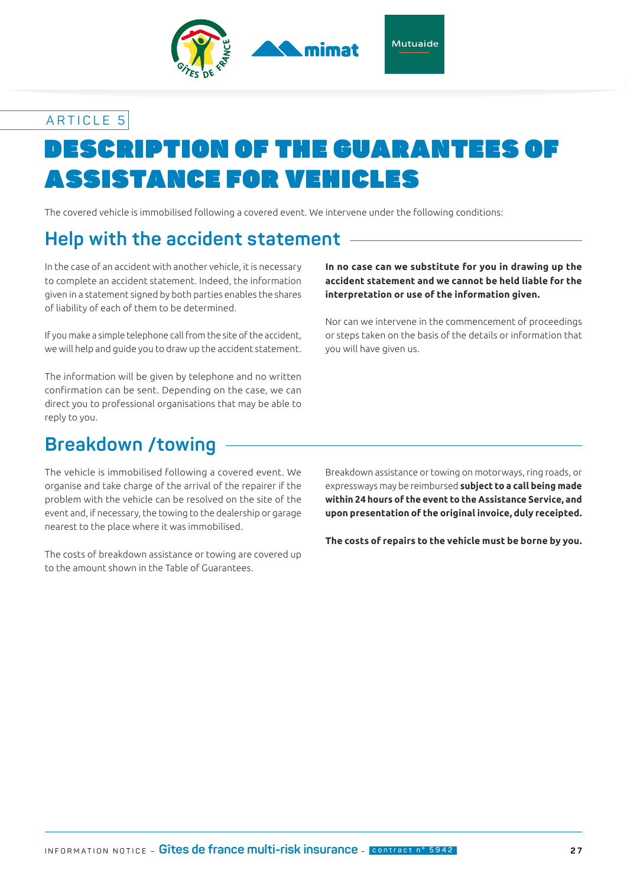ARTICLE 5

# DESCRIPTION OF THE GUARANTEES OF ASSISTANCE FOR VEHICLES

The covered vehicle is immobilised following a covered event. We intervene under the following conditions:

## Help with the accident statement

In the case of an accident with another vehicle, it is necessary to complete an accident statement. Indeed, the information given in a statement signed by both parties enables the shares of liability of each of them to be determined.

If you make a simple telephone call from the site of the accident, we will help and guide you to draw up the accident statement.

The information will be given by telephone and no written confirmation can be sent. Depending on the case, we can direct you to professional organisations that may be able to reply to you.

**In no case can we substitute for you in drawing up the accident statement and we cannot be held liable for the interpretation or use of the information given.**

Nor can we intervene in the commencement of proceedings or steps taken on the basis of the details or information that you will have given us.

## Breakdown /towing

The vehicle is immobilised following a covered event. We organise and take charge of the arrival of the repairer if the problem with the vehicle can be resolved on the site of the event and, if necessary, the towing to the dealership or garage nearest to the place where it was immobilised.

The costs of breakdown assistance or towing are covered up to the amount shown in the Table of Guarantees.

Breakdown assistance or towing on motorways, ring roads, or expressways may be reimbursed **subject to a call being made within 24 hours of the event to the Assistance Service, and upon presentation of the original invoice, duly receipted.**

**The costs of repairs to the vehicle must be borne by you.**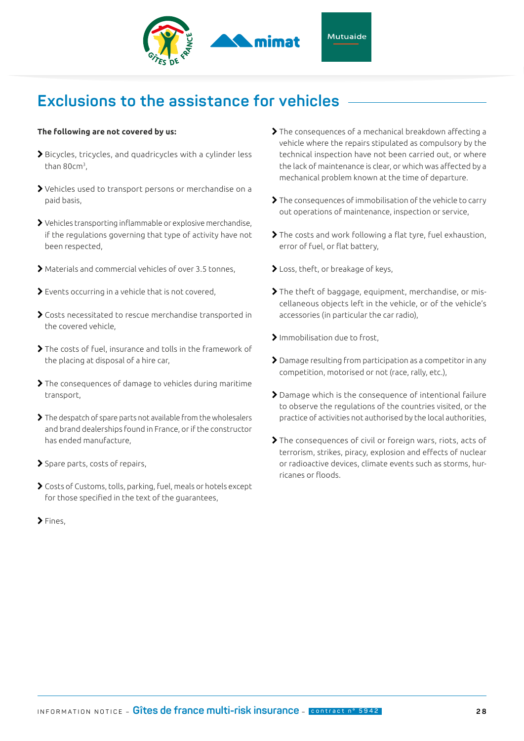## Exclusions to the assistance for vehicles

**The following are not covered by us:**

- Bicycles, tricycles, and quadricycles with a cylinder less than 80cm$^3$,
- Vehicles used to transport persons or merchandise on a paid basis,
- Vehicles transporting inflammable or explosive merchandise, if the regulations governing that type of activity have not been respected,
- Materials and commercial vehicles of over 3.5 tonnes,
- Events occurring in a vehicle that is not covered,
- Costs necessitated to rescue merchandise transported in the covered vehicle,
- The costs of fuel, insurance and tolls in the framework of the placing at disposal of a hire car,
- The consequences of damage to vehicles during maritime transport,
- The despatch of spare parts not available from the wholesalers and brand dealerships found in France, or if the constructor has ended manufacture,
- Spare parts, costs of repairs,
- Costs of Customs, tolls, parking, fuel, meals or hotels except for those specified in the text of the guarantees,
- Fines,
- The consequences of a mechanical breakdown affecting a vehicle where the repairs stipulated as compulsory by the technical inspection have not been carried out, or where the lack of maintenance is clear, or which was affected by a mechanical problem known at the time of departure.
- The consequences of immobilisation of the vehicle to carry out operations of maintenance, inspection or service,
- The costs and work following a flat tyre, fuel exhaustion, error of fuel, or flat battery,
- Loss, theft, or breakage of keys,
- The theft of baggage, equipment, merchandise, or miscellaneous objects left in the vehicle, or of the vehicle's accessories (in particular the car radio),
- Immobilisation due to frost,
- Damage resulting from participation as a competitor in any competition, motorised or not (race, rally, etc.),
- Damage which is the consequence of intentional failure to observe the regulations of the countries visited, or the practice of activities not authorised by the local authorities,
- The consequences of civil or foreign wars, riots, acts of terrorism, strikes, piracy, explosion and effects of nuclear or radioactive devices, climate events such as storms, hurricanes or floods.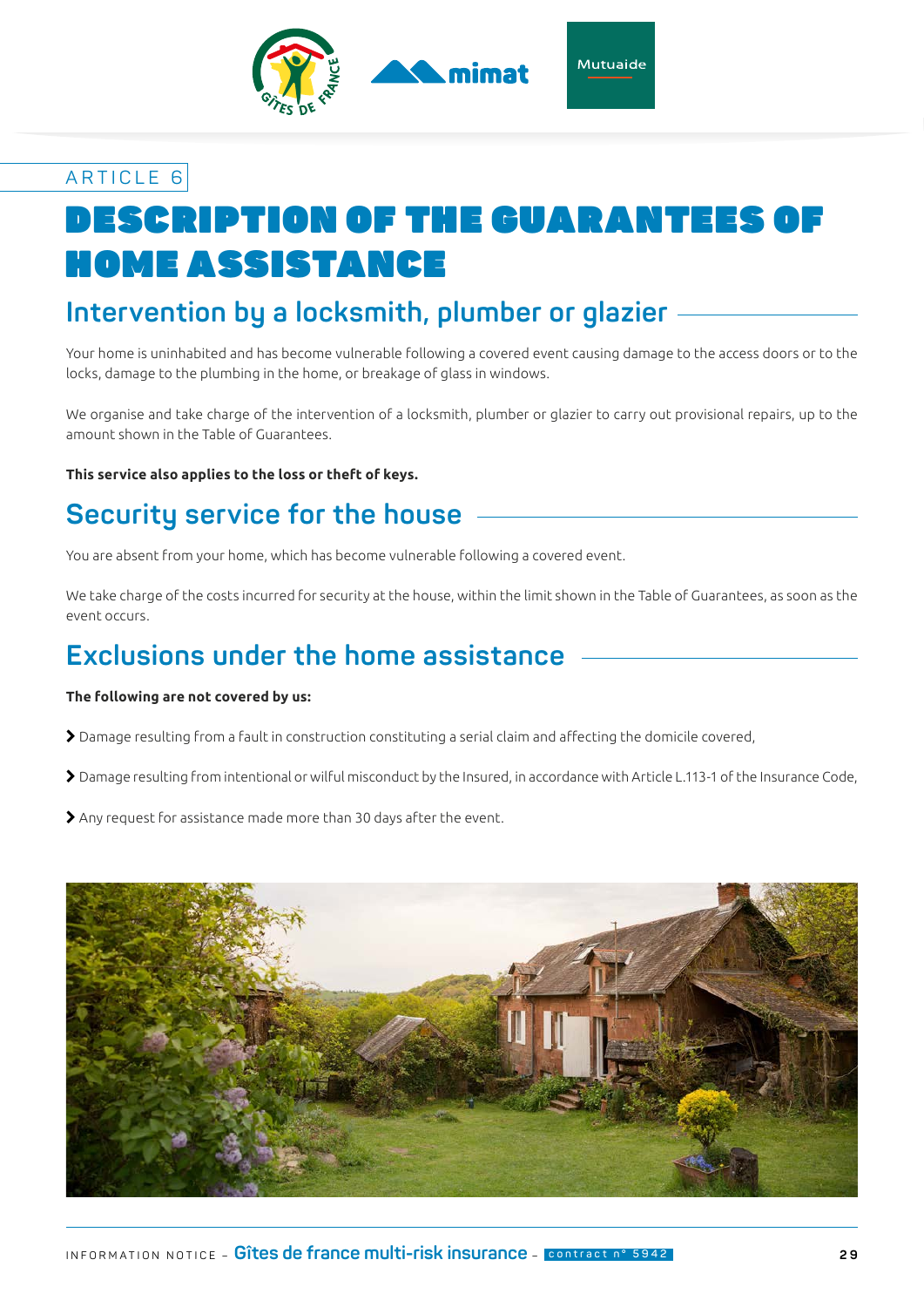ARTICLE 6

# DESCRIPTION OF THE GUARANTEES OF HOME ASSISTANCE

## Intervention by a locksmith, plumber or glazier

Your home is uninhabited and has become vulnerable following a covered event causing damage to the access doors or to the locks, damage to the plumbing in the home, or breakage of glass in windows.

We organise and take charge of the intervention of a locksmith, plumber or glazier to carry out provisional repairs, up to the amount shown in the Table of Guarantees.

**This service also applies to the loss or theft of keys.**

## Security service for the house

You are absent from your home, which has become vulnerable following a covered event.

We take charge of the costs incurred for security at the house, within the limit shown in the Table of Guarantees, as soon as the event occurs.

## Exclusions under the home assistance

**The following are not covered by us:**

- Damage resulting from a fault in construction constituting a serial claim and affecting the domicile covered,
- Damage resulting from intentional or wilful misconduct by the Insured, in accordance with Article L.113-1 of the Insurance Code,
- Any request for assistance made more than 30 days after the event.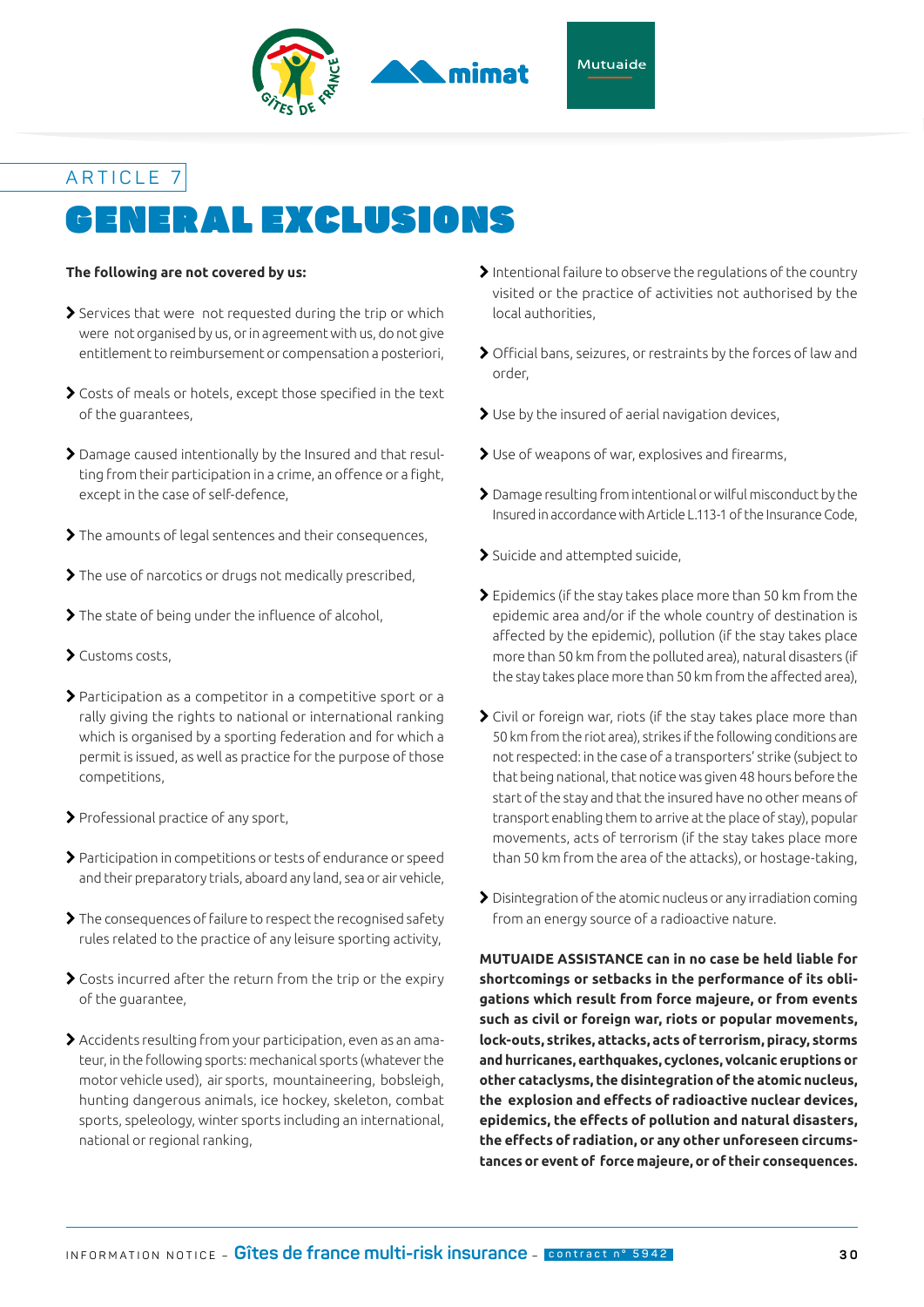ARTICLE 7

# GENERAL EXCLUSIONS

**The following are not covered by us:**

- Services that were not requested during the trip or which were not organised by us, or in agreement with us, do not give entitlement to reimbursement or compensation a posteriori,
- Costs of meals or hotels, except those specified in the text of the guarantees,
- Damage caused intentionally by the Insured and that resulting from their participation in a crime, an offence or a fight, except in the case of self-defence,
- The amounts of legal sentences and their consequences,
- The use of narcotics or drugs not medically prescribed,
- The state of being under the influence of alcohol,
- Customs costs,
- Participation as a competitor in a competitive sport or a rally giving the rights to national or international ranking which is organised by a sporting federation and for which a permit is issued, as well as practice for the purpose of those competitions,
- Professional practice of any sport,
- Participation in competitions or tests of endurance or speed and their preparatory trials, aboard any land, sea or air vehicle,
- The consequences of failure to respect the recognised safety rules related to the practice of any leisure sporting activity,
- Costs incurred after the return from the trip or the expiry of the guarantee,
- Accidents resulting from your participation, even as an amateur, in the following sports: mechanical sports (whatever the motor vehicle used), air sports, mountaineering, bobsleigh, hunting dangerous animals, ice hockey, skeleton, combat sports, speleology, winter sports including an international, national or regional ranking,
- Intentional failure to observe the regulations of the country visited or the practice of activities not authorised by the local authorities,
- Official bans, seizures, or restraints by the forces of law and order,
- Use by the insured of aerial navigation devices,
- Use of weapons of war, explosives and firearms,
- Damage resulting from intentional or wilful misconduct by the Insured in accordance with Article L.113-1 of the Insurance Code,
- Suicide and attempted suicide,
- Epidemics (if the stay takes place more than 50 km from the epidemic area and/or if the whole country of destination is affected by the epidemic), pollution (if the stay takes place more than 50 km from the polluted area), natural disasters (if the stay takes place more than 50 km from the affected area),
- Civil or foreign war, riots (if the stay takes place more than 50 km from the riot area), strikes if the following conditions are not respected: in the case of a transporters' strike (subject to that being national, that notice was given 48 hours before the start of the stay and that the insured have no other means of transport enabling them to arrive at the place of stay), popular movements, acts of terrorism (if the stay takes place more than 50 km from the area of the attacks), or hostage-taking,
- Disintegration of the atomic nucleus or any irradiation coming from an energy source of a radioactive nature.

**MUTUAIDE ASSISTANCE can in no case be held liable for shortcomings or setbacks in the performance of its obligations which result from force majeure, or from events such as civil or foreign war, riots or popular movements, lock-outs, strikes, attacks, acts of terrorism, piracy, storms and hurricanes, earthquakes, cyclones, volcanic eruptions or other cataclysms, the disintegration of the atomic nucleus, the explosion and effects of radioactive nuclear devices, epidemics, the effects of pollution and natural disasters, the effects of radiation, or any other unforeseen circumstances or event of force majeure, or of their consequences.**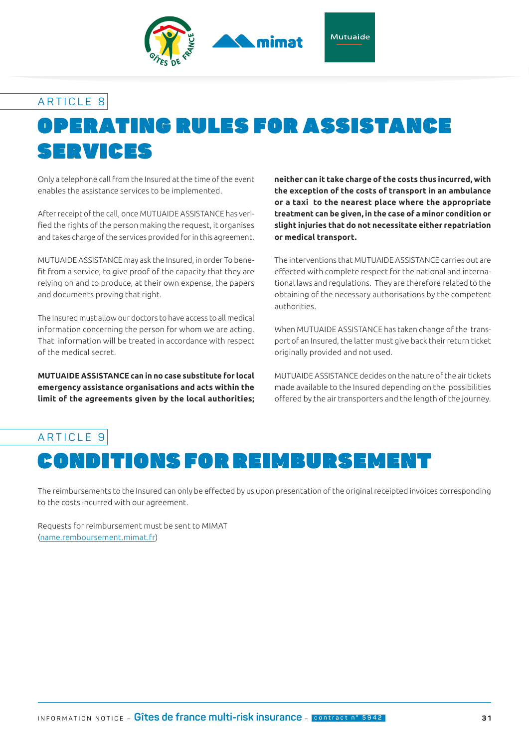ARTICLE 8

# OPERATING RULES FOR ASSISTANCE SERVICES

Only a telephone call from the Insured at the time of the event enables the assistance services to be implemented.

After receipt of the call, once MUTUAIDE ASSISTANCE has verified the rights of the person making the request, it organises and takes charge of the services provided for in this agreement.

MUTUAIDE ASSISTANCE may ask the Insured, in order To benefit from a service, to give proof of the capacity that they are relying on and to produce, at their own expense, the papers and documents proving that right.

The Insured must allow our doctors to have access to all medical information concerning the person for whom we are acting. That information will be treated in accordance with respect of the medical secret.

**MUTUAIDE ASSISTANCE can in no case substitute for local emergency assistance organisations and acts within the limit of the agreements given by the local authorities; neither can it take charge of the costs thus incurred, with the exception of the costs of transport in an ambulance or a taxi to the nearest place where the appropriate treatment can be given, in the case of a minor condition or slight injuries that do not necessitate either repatriation or medical transport.**

The interventions that MUTUAIDE ASSISTANCE carries out are effected with complete respect for the national and international laws and regulations. They are therefore related to the obtaining of the necessary authorisations by the competent authorities.

When MUTUAIDE ASSISTANCE has taken change of the transport of an Insured, the latter must give back their return ticket originally provided and not used.

MUTUAIDE ASSISTANCE decides on the nature of the air tickets made available to the Insured depending on the possibilities offered by the air transporters and the length of the journey.

ARTICLE 9

# CONDITIONS FOR REIMBURSEMENT

The reimbursements to the Insured can only be effected by us upon presentation of the original receipted invoices corresponding to the costs incurred with our agreement.

Requests for reimbursement must be sent to MIMAT (name.remboursement.mimat.fr)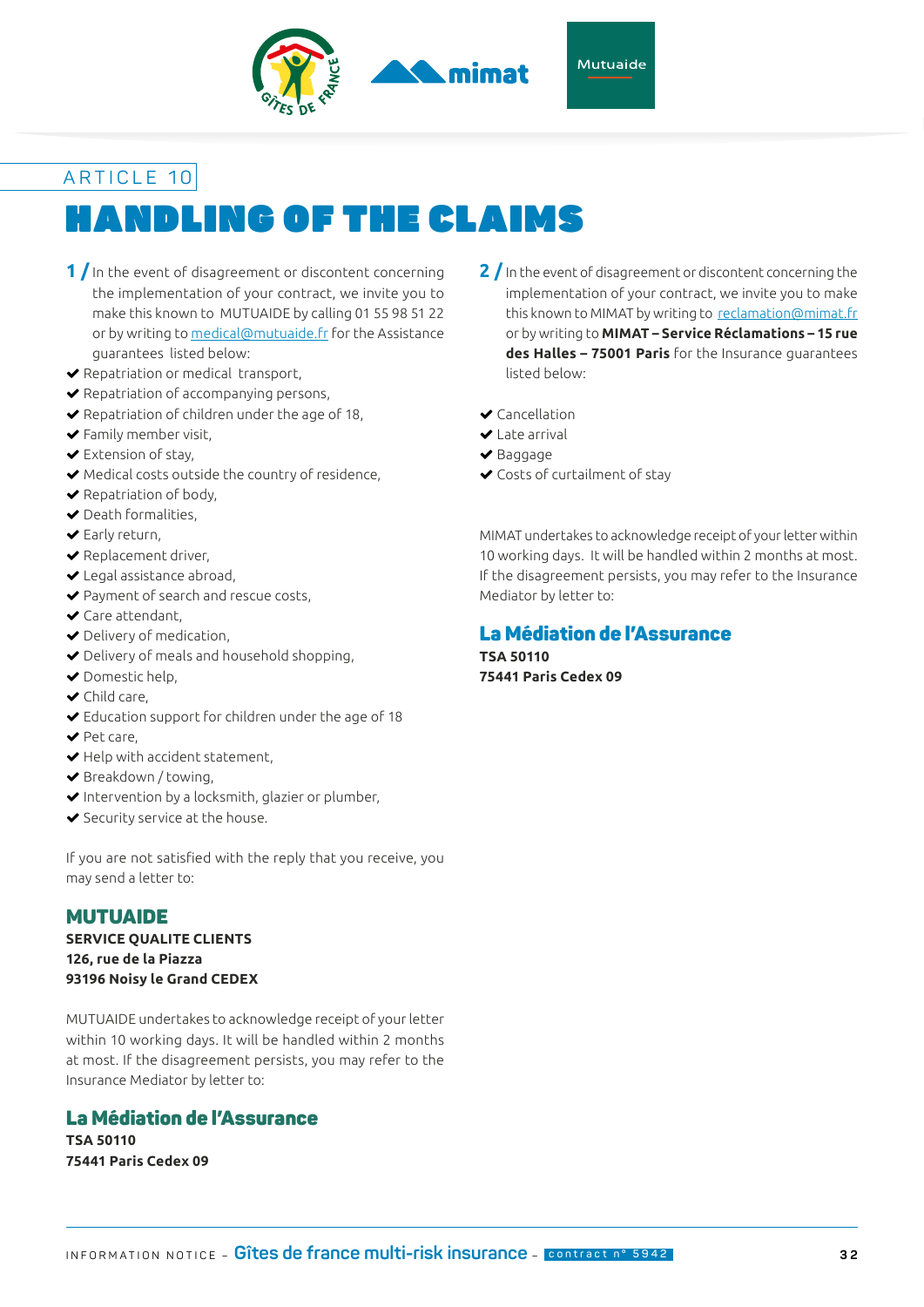ARTICLE 10

# HANDLING OF THE CLAIMS

**1 /** In the event of disagreement or discontent concerning the implementation of your contract, we invite you to make this known to MUTUAIDE by calling 01 55 98 51 22 or by writing to medical@mutuaide.fr for the Assistance guarantees listed below:

- ✔ Repatriation or medical transport,
- ✔ Repatriation of accompanying persons,
- ✔ Repatriation of children under the age of 18,
- ✔ Family member visit,
- ✔ Extension of stay,
- ✔ Medical costs outside the country of residence,
- ✔ Repatriation of body,
- ✔ Death formalities,
- ✔ Early return,
- ✔ Replacement driver,
- ✔ Legal assistance abroad,
- ✔ Payment of search and rescue costs,
- ✔ Care attendant,
- ✔ Delivery of medication,
- ✔ Delivery of meals and household shopping,
- ✔ Domestic help,
- ✔ Child care,
- ✔ Education support for children under the age of 18
- ✔ Pet care,
- ✔ Help with accident statement,
- ✔ Breakdown / towing,
- ✔ Intervention by a locksmith, glazier or plumber,
- ✔ Security service at the house.

If you are not satisfied with the reply that you receive, you may send a letter to:

## MUTUAIDE

**SERVICE QUALITE CLIENTS**
**126, rue de la Piazza**
**93196 Noisy le Grand CEDEX**

MUTUAIDE undertakes to acknowledge receipt of your letter within 10 working days. It will be handled within 2 months at most. If the disagreement persists, you may refer to the Insurance Mediator by letter to:

## La Médiation de l'Assurance

**TSA 50110**
**75441 Paris Cedex 09**

**2 /** In the event of disagreement or discontent concerning the implementation of your contract, we invite you to make this known to MIMAT by writing to reclamation@mimat.fr or by writing to **MIMAT – Service Réclamations – 15 rue des Halles – 75001 Paris** for the Insurance guarantees listed below:

- ✔ Cancellation
- ✔ Late arrival
- ✔ Baggage
- ✔ Costs of curtailment of stay

MIMAT undertakes to acknowledge receipt of your letter within 10 working days. It will be handled within 2 months at most. If the disagreement persists, you may refer to the Insurance Mediator by letter to:

## La Médiation de l'Assurance

**TSA 50110**
**75441 Paris Cedex 09**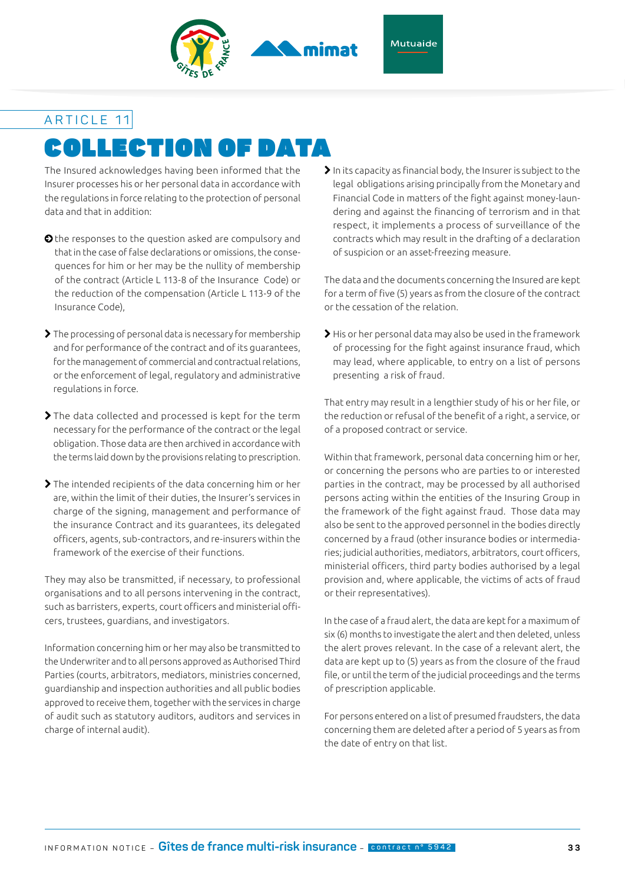ARTICLE 11

# COLLECTION OF DATA

The Insured acknowledges having been informed that the Insurer processes his or her personal data in accordance with the regulations in force relating to the protection of personal data and that in addition:

- the responses to the question asked are compulsory and that in the case of false declarations or omissions, the consequences for him or her may be the nullity of membership of the contract (Article L 113-8 of the Insurance Code) or the reduction of the compensation (Article L 113-9 of the Insurance Code),

- The processing of personal data is necessary for membership and for performance of the contract and of its guarantees, for the management of commercial and contractual relations, or the enforcement of legal, regulatory and administrative regulations in force.

- The data collected and processed is kept for the term necessary for the performance of the contract or the legal obligation. Those data are then archived in accordance with the terms laid down by the provisions relating to prescription.

- The intended recipients of the data concerning him or her are, within the limit of their duties, the Insurer's services in charge of the signing, management and performance of the insurance Contract and its guarantees, its delegated officers, agents, sub-contractors, and re-insurers within the framework of the exercise of their functions.

They may also be transmitted, if necessary, to professional organisations and to all persons intervening in the contract, such as barristers, experts, court officers and ministerial officers, trustees, guardians, and investigators.

Information concerning him or her may also be transmitted to the Underwriter and to all persons approved as Authorised Third Parties (courts, arbitrators, mediators, ministries concerned, guardianship and inspection authorities and all public bodies approved to receive them, together with the services in charge of audit such as statutory auditors, auditors and services in charge of internal audit).

- In its capacity as financial body, the Insurer is subject to the legal obligations arising principally from the Monetary and Financial Code in matters of the fight against money-laundering and against the financing of terrorism and in that respect, it implements a process of surveillance of the contracts which may result in the drafting of a declaration of suspicion or an asset-freezing measure.

The data and the documents concerning the Insured are kept for a term of five (5) years as from the closure of the contract or the cessation of the relation.

- His or her personal data may also be used in the framework of processing for the fight against insurance fraud, which may lead, where applicable, to entry on a list of persons presenting a risk of fraud.

That entry may result in a lengthier study of his or her file, or the reduction or refusal of the benefit of a right, a service, or of a proposed contract or service.

Within that framework, personal data concerning him or her, or concerning the persons who are parties to or interested parties in the contract, may be processed by all authorised persons acting within the entities of the Insuring Group in the framework of the fight against fraud. Those data may also be sent to the approved personnel in the bodies directly concerned by a fraud (other insurance bodies or intermediaries; judicial authorities, mediators, arbitrators, court officers, ministerial officers, third party bodies authorised by a legal provision and, where applicable, the victims of acts of fraud or their representatives).

In the case of a fraud alert, the data are kept for a maximum of six (6) months to investigate the alert and then deleted, unless the alert proves relevant. In the case of a relevant alert, the data are kept up to (5) years as from the closure of the fraud file, or until the term of the judicial proceedings and the terms of prescription applicable.

For persons entered on a list of presumed fraudsters, the data concerning them are deleted after a period of 5 years as from the date of entry on that list.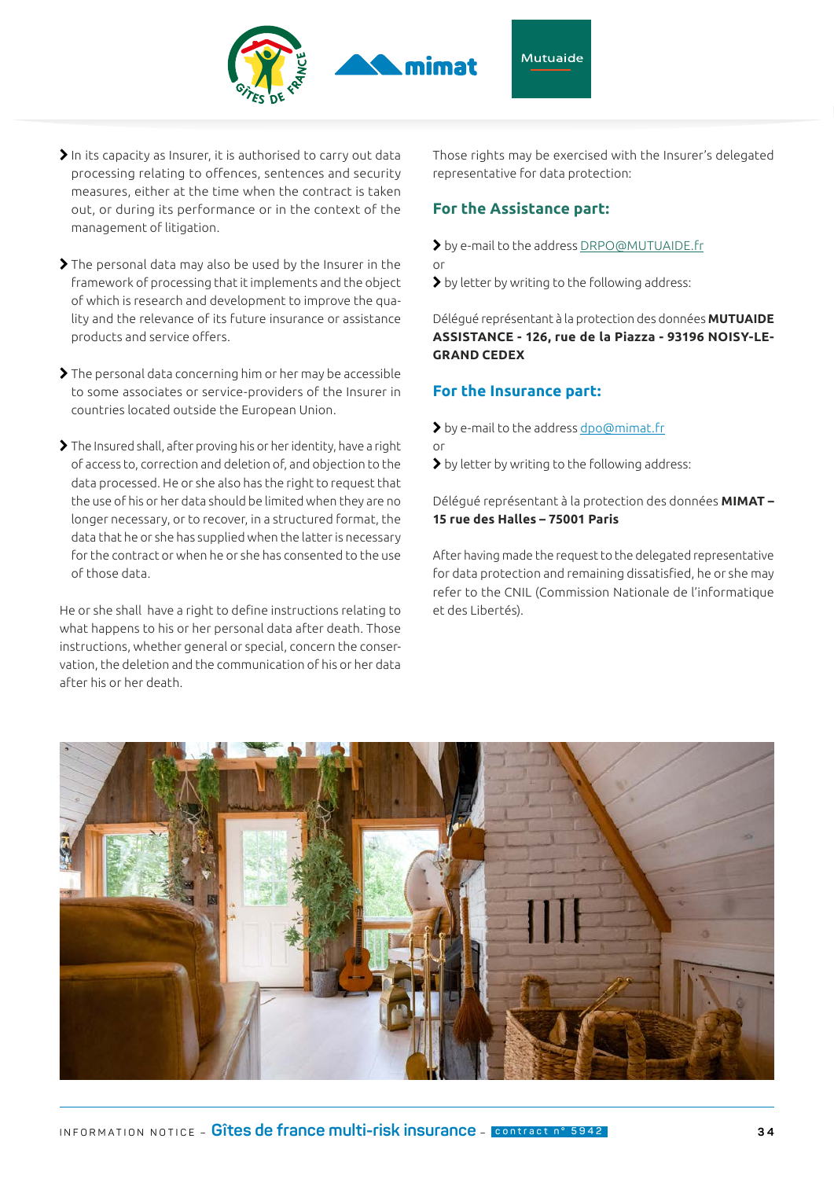- In its capacity as Insurer, it is authorised to carry out data processing relating to offences, sentences and security measures, either at the time when the contract is taken out, or during its performance or in the context of the management of litigation.

- The personal data may also be used by the Insurer in the framework of processing that it implements and the object of which is research and development to improve the quality and the relevance of its future insurance or assistance products and service offers.

- The personal data concerning him or her may be accessible to some associates or service-providers of the Insurer in countries located outside the European Union.

- The Insured shall, after proving his or her identity, have a right of access to, correction and deletion of, and objection to the data processed. He or she also has the right to request that the use of his or her data should be limited when they are no longer necessary, or to recover, in a structured format, the data that he or she has supplied when the latter is necessary for the contract or when he or she has consented to the use of those data.

He or she shall have a right to define instructions relating to what happens to his or her personal data after death. Those instructions, whether general or special, concern the conservation, the deletion and the communication of his or her data after his or her death.

Those rights may be exercised with the Insurer's delegated representative for data protection:

### For the Assistance part:

- by e-mail to the address DRPO@MUTUAIDE.fr

or

- by letter by writing to the following address:

Délégué représentant à la protection des données **MUTUAIDE ASSISTANCE - 126, rue de la Piazza - 93196 NOISY-LE-GRAND CEDEX**

### For the Insurance part:

- by e-mail to the address dpo@mimat.fr

or

- by letter by writing to the following address:

Délégué représentant à la protection des données **MIMAT – 15 rue des Halles – 75001 Paris**

After having made the request to the delegated representative for data protection and remaining dissatisfied, he or she may refer to the CNIL (Commission Nationale de l'informatique et des Libertés).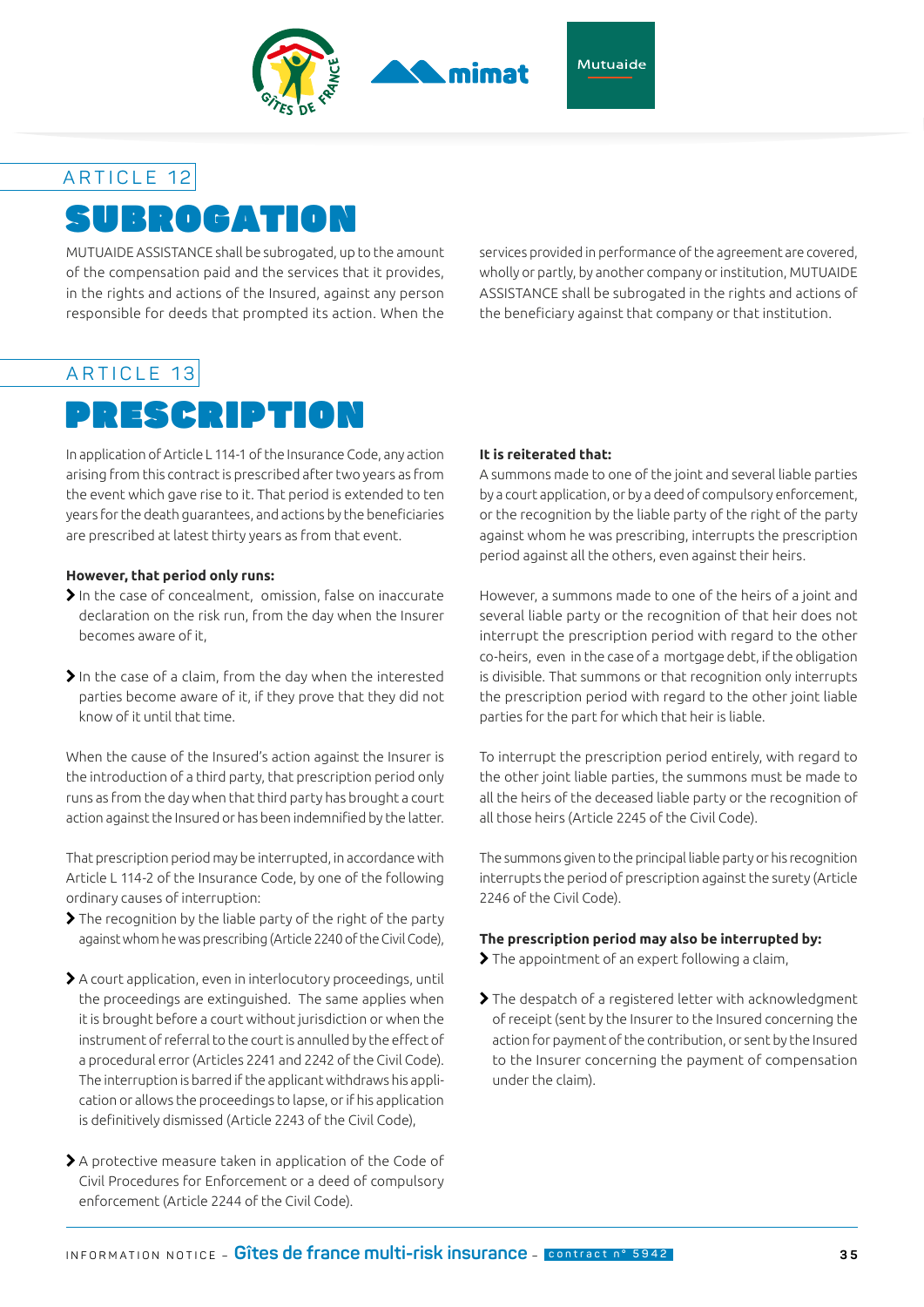## ARTICLE 12

# SUBROGATION

MUTUAIDE ASSISTANCE shall be subrogated, up to the amount of the compensation paid and the services that it provides, in the rights and actions of the Insured, against any person responsible for deeds that prompted its action. When the services provided in performance of the agreement are covered, wholly or partly, by another company or institution, MUTUAIDE ASSISTANCE shall be subrogated in the rights and actions of the beneficiary against that company or that institution.

## ARTICLE 13

# PRESCRIPTION

In application of Article L 114-1 of the Insurance Code, any action arising from this contract is prescribed after two years as from the event which gave rise to it. That period is extended to ten years for the death guarantees, and actions by the beneficiaries are prescribed at latest thirty years as from that event.

**However, that period only runs:**

- In the case of concealment, omission, false on inaccurate declaration on the risk run, from the day when the Insurer becomes aware of it,
- In the case of a claim, from the day when the interested parties become aware of it, if they prove that they did not know of it until that time.

When the cause of the Insured's action against the Insurer is the introduction of a third party, that prescription period only runs as from the day when that third party has brought a court action against the Insured or has been indemnified by the latter.

That prescription period may be interrupted, in accordance with Article L 114-2 of the Insurance Code, by one of the following ordinary causes of interruption:

- The recognition by the liable party of the right of the party against whom he was prescribing (Article 2240 of the Civil Code),
- A court application, even in interlocutory proceedings, until the proceedings are extinguished. The same applies when it is brought before a court without jurisdiction or when the instrument of referral to the court is annulled by the effect of a procedural error (Articles 2241 and 2242 of the Civil Code). The interruption is barred if the applicant withdraws his application or allows the proceedings to lapse, or if his application is definitively dismissed (Article 2243 of the Civil Code),
- A protective measure taken in application of the Code of Civil Procedures for Enforcement or a deed of compulsory enforcement (Article 2244 of the Civil Code).

**It is reiterated that:**

A summons made to one of the joint and several liable parties by a court application, or by a deed of compulsory enforcement, or the recognition by the liable party of the right of the party against whom he was prescribing, interrupts the prescription period against all the others, even against their heirs.

However, a summons made to one of the heirs of a joint and several liable party or the recognition of that heir does not interrupt the prescription period with regard to the other co-heirs, even in the case of a mortgage debt, if the obligation is divisible. That summons or that recognition only interrupts the prescription period with regard to the other joint liable parties for the part for which that heir is liable.

To interrupt the prescription period entirely, with regard to the other joint liable parties, the summons must be made to all the heirs of the deceased liable party or the recognition of all those heirs (Article 2245 of the Civil Code).

The summons given to the principal liable party or his recognition interrupts the period of prescription against the surety (Article 2246 of the Civil Code).

**The prescription period may also be interrupted by:**

- The appointment of an expert following a claim,
- The despatch of a registered letter with acknowledgment of receipt (sent by the Insurer to the Insured concerning the action for payment of the contribution, or sent by the Insured to the Insurer concerning the payment of compensation under the claim).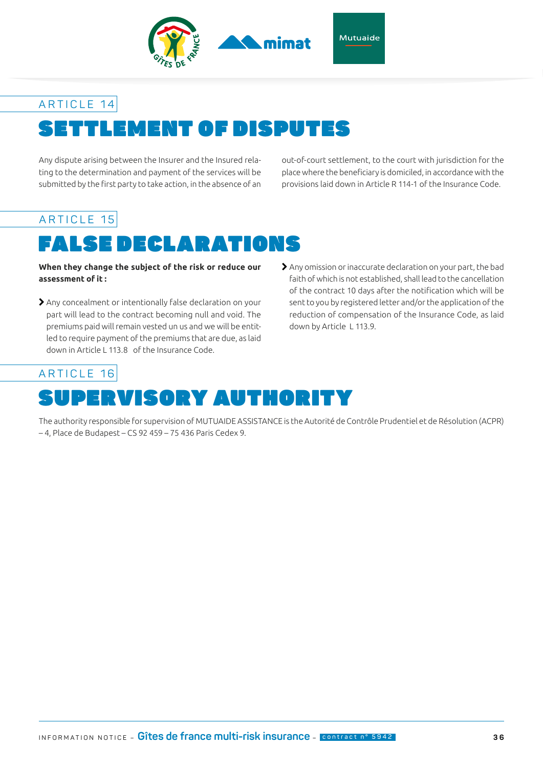## ARTICLE 14

# SETTLEMENT OF DISPUTES

Any dispute arising between the Insurer and the Insured relating to the determination and payment of the services will be submitted by the first party to take action, in the absence of an out-of-court settlement, to the court with jurisdiction for the place where the beneficiary is domiciled, in accordance with the provisions laid down in Article R 114-1 of the Insurance Code.

## ARTICLE 15

# FALSE DECLARATIONS

**When they change the subject of the risk or reduce our assessment of it :**

- Any concealment or intentionally false declaration on your part will lead to the contract becoming null and void. The premiums paid will remain vested un us and we will be entitled to require payment of the premiums that are due, as laid down in Article L 113.8 of the Insurance Code.
- Any omission or inaccurate declaration on your part, the bad faith of which is not established, shall lead to the cancellation of the contract 10 days after the notification which will be sent to you by registered letter and/or the application of the reduction of compensation of the Insurance Code, as laid down by Article L 113.9.

## ARTICLE 16

# SUPERVISORY AUTHORITY

The authority responsible for supervision of MUTUAIDE ASSISTANCE is the Autorité de Contrôle Prudentiel et de Résolution (ACPR) – 4, Place de Budapest – CS 92 459 – 75 436 Paris Cedex 9.